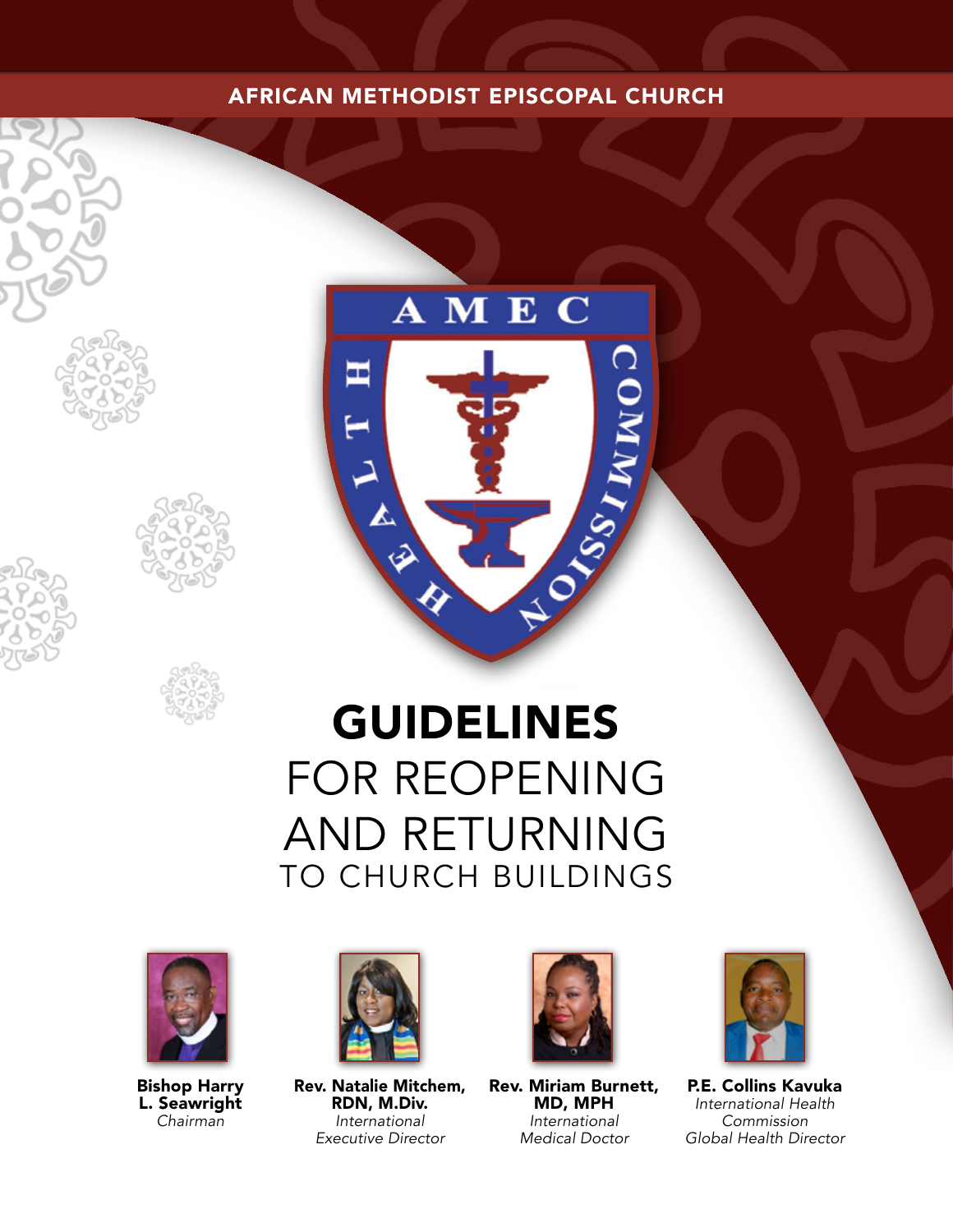AFRICAN METHODIST EPISCOPAL CHURCH

AMEC HEALTH COMMISSION

# GUIDELINES FOR REOPENING AND RETURNING TO CHURCH BUILDINGS

**Bishop Harry L. Seawright**
*Chairman*

**Rev. Natalie Mitchem, RDN, M.Div.**
*International Executive Director*

**Rev. Miriam Burnett, MD, MPH**
*International Medical Doctor*

**P.E. Collins Kavuka**
*International Health Commission Global Health Director*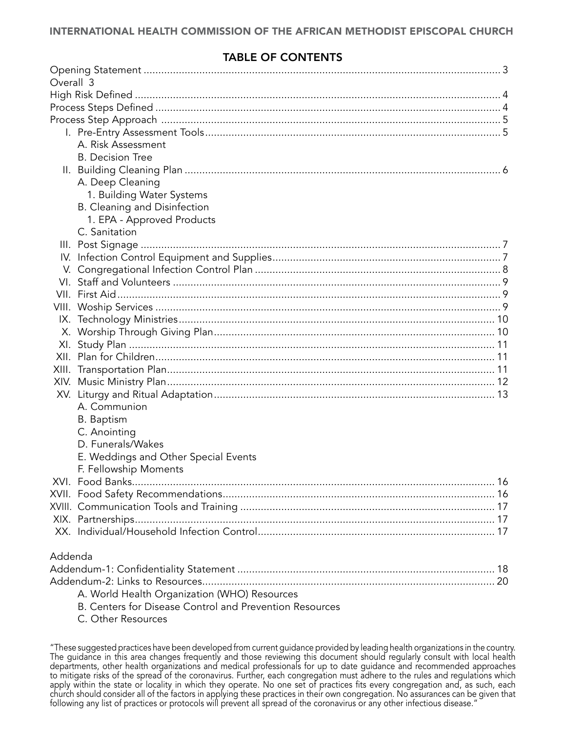## TABLE OF CONTENTS

Opening Statement ........................................................................ 3
Overall 3
High Risk Defined ........................................................................ 4
Process Steps Defined ........................................................................ 4
Process Step Approach ........................................................................ 5

- I. Pre-Entry Assessment Tools ........................................................................ 5
  - A. Risk Assessment
  - B. Decision Tree
- II. Building Cleaning Plan ........................................................................ 6
  - A. Deep Cleaning
    - 1. Building Water Systems
  - B. Cleaning and Disinfection
    - 1. EPA - Approved Products
  - C. Sanitation
- III. Post Signage ........................................................................ 7
- IV. Infection Control Equipment and Supplies ........................................................................ 7
- V. Congregational Infection Control Plan ........................................................................ 8
- VI. Staff and Volunteers ........................................................................ 9
- VII. First Aid ........................................................................ 9
- VIII. Woship Services ........................................................................ 9
- IX. Technology Ministries ........................................................................ 10
- X. Worship Through Giving Plan ........................................................................ 10
- XI. Study Plan ........................................................................ 11
- XII. Plan for Children ........................................................................ 11
- XIII. Transportation Plan ........................................................................ 11
- XIV. Music Ministry Plan ........................................................................ 12
- XV. Liturgy and Ritual Adaptation ........................................................................ 13
  - A. Communion
  - B. Baptism
  - C. Anointing
  - D. Funerals/Wakes
  - E. Weddings and Other Special Events
  - F. Fellowship Moments
- XVI. Food Banks ........................................................................ 16
- XVII. Food Safety Recommendations ........................................................................ 16
- XVIII. Communication Tools and Training ........................................................................ 17
- XIX. Partnerships ........................................................................ 17
- XX. Individual/Household Infection Control ........................................................................ 17

Addenda

Addendum-1: Confidentiality Statement ........................................................................ 18
Addendum-2: Links to Resources ........................................................................ 20

- A. World Health Organization (WHO) Resources
- B. Centers for Disease Control and Prevention Resources
- C. Other Resources

"These suggested practices have been developed from current guidance provided by leading health organizations in the country. The guidance in this area changes frequently and those reviewing this document should regularly consult with local health departments, other health organizations and medical professionals for up to date guidance and recommended approaches to mitigate risks of the spread of the coronavirus. Further, each congregation must adhere to the rules and regulations which apply within the state or locality in which they operate. No one set of practices fits every congregation and, as such, each church should consider all of the factors in applying these practices in their own congregation. No assurances can be given that following any list of practices or protocols will prevent all spread of the coronavirus or any other infectious disease."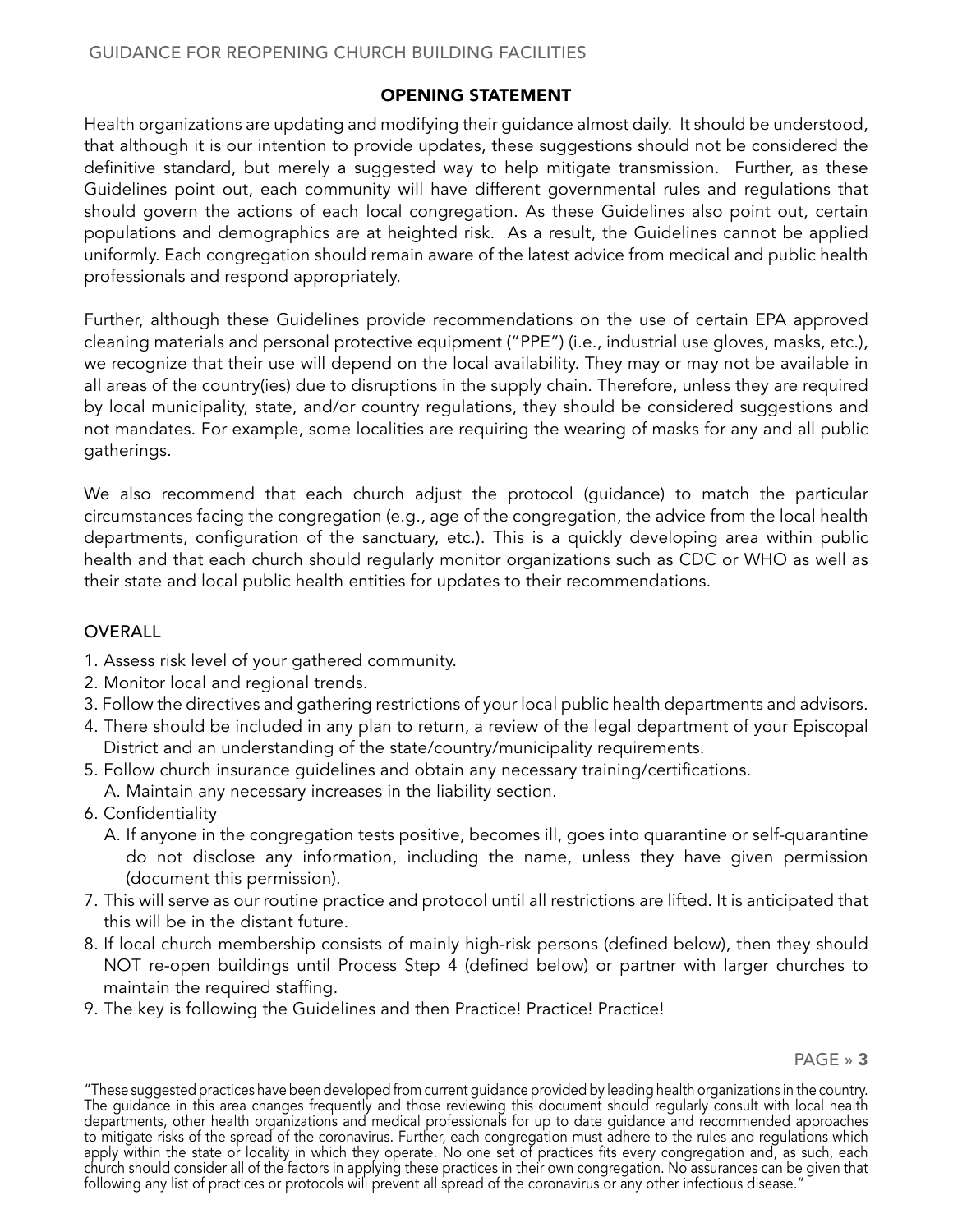## OPENING STATEMENT

Health organizations are updating and modifying their guidance almost daily. It should be understood, that although it is our intention to provide updates, these suggestions should not be considered the definitive standard, but merely a suggested way to help mitigate transmission. Further, as these Guidelines point out, each community will have different governmental rules and regulations that should govern the actions of each local congregation. As these Guidelines also point out, certain populations and demographics are at heighted risk. As a result, the Guidelines cannot be applied uniformly. Each congregation should remain aware of the latest advice from medical and public health professionals and respond appropriately.

Further, although these Guidelines provide recommendations on the use of certain EPA approved cleaning materials and personal protective equipment ("PPE") (i.e., industrial use gloves, masks, etc.), we recognize that their use will depend on the local availability. They may or may not be available in all areas of the country(ies) due to disruptions in the supply chain. Therefore, unless they are required by local municipality, state, and/or country regulations, they should be considered suggestions and not mandates. For example, some localities are requiring the wearing of masks for any and all public gatherings.

We also recommend that each church adjust the protocol (guidance) to match the particular circumstances facing the congregation (e.g., age of the congregation, the advice from the local health departments, configuration of the sanctuary, etc.). This is a quickly developing area within public health and that each church should regularly monitor organizations such as CDC or WHO as well as their state and local public health entities for updates to their recommendations.

### OVERALL

1. Assess risk level of your gathered community.
2. Monitor local and regional trends.
3. Follow the directives and gathering restrictions of your local public health departments and advisors.
4. There should be included in any plan to return, a review of the legal department of your Episcopal District and an understanding of the state/country/municipality requirements.
5. Follow church insurance guidelines and obtain any necessary training/certifications.
   A. Maintain any necessary increases in the liability section.
6. Confidentiality
   A. If anyone in the congregation tests positive, becomes ill, goes into quarantine or self-quarantine do not disclose any information, including the name, unless they have given permission (document this permission).
7. This will serve as our routine practice and protocol until all restrictions are lifted. It is anticipated that this will be in the distant future.
8. If local church membership consists of mainly high-risk persons (defined below), then they should NOT re-open buildings until Process Step 4 (defined below) or partner with larger churches to maintain the required staffing.
9. The key is following the Guidelines and then Practice! Practice! Practice!

"These suggested practices have been developed from current guidance provided by leading health organizations in the country. The guidance in this area changes frequently and those reviewing this document should regularly consult with local health departments, other health organizations and medical professionals for up to date guidance and recommended approaches to mitigate risks of the spread of the coronavirus. Further, each congregation must adhere to the rules and regulations which apply within the state or locality in which they operate. No one set of practices fits every congregation and, as such, each church should consider all of the factors in applying these practices in their own congregation. No assurances can be given that following any list of practices or protocols will prevent all spread of the coronavirus or any other infectious disease."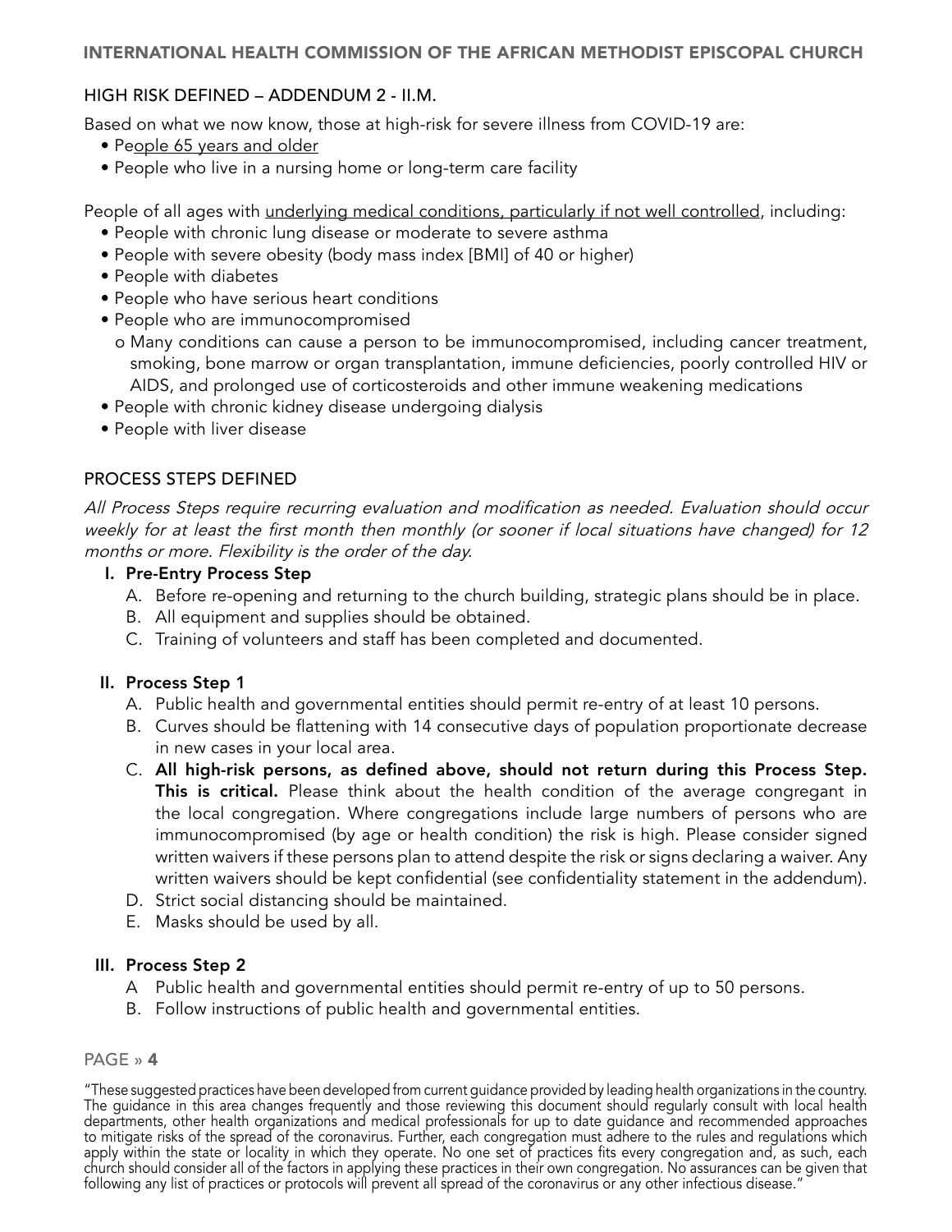## HIGH RISK DEFINED – ADDENDUM 2 - II.M.

Based on what we now know, those at high-risk for severe illness from COVID-19 are:

- People 65 years and older
- People who live in a nursing home or long-term care facility

People of all ages with underlying medical conditions, particularly if not well controlled, including:

- People with chronic lung disease or moderate to severe asthma
- People with severe obesity (body mass index [BMI] of 40 or higher)
- People with diabetes
- People who have serious heart conditions
- People who are immunocompromised
  - Many conditions can cause a person to be immunocompromised, including cancer treatment, smoking, bone marrow or organ transplantation, immune deficiencies, poorly controlled HIV or AIDS, and prolonged use of corticosteroids and other immune weakening medications
- People with chronic kidney disease undergoing dialysis
- People with liver disease

## PROCESS STEPS DEFINED

*All Process Steps require recurring evaluation and modification as needed. Evaluation should occur weekly for at least the first month then monthly (or sooner if local situations have changed) for 12 months or more. Flexibility is the order of the day.*

**I. Pre-Entry Process Step**

A. Before re-opening and returning to the church building, strategic plans should be in place.
B. All equipment and supplies should be obtained.
C. Training of volunteers and staff has been completed and documented.

**II. Process Step 1**

A. Public health and governmental entities should permit re-entry of at least 10 persons.
B. Curves should be flattening with 14 consecutive days of population proportionate decrease in new cases in your local area.
C. **All high-risk persons, as defined above, should not return during this Process Step. This is critical.** Please think about the health condition of the average congregant in the local congregation. Where congregations include large numbers of persons who are immunocompromised (by age or health condition) the risk is high. Please consider signed written waivers if these persons plan to attend despite the risk or signs declaring a waiver. Any written waivers should be kept confidential (see confidentiality statement in the addendum).
D. Strict social distancing should be maintained.
E. Masks should be used by all.

**III. Process Step 2**

A Public health and governmental entities should permit re-entry of up to 50 persons.
B. Follow instructions of public health and governmental entities.

"These suggested practices have been developed from current guidance provided by leading health organizations in the country. The guidance in this area changes frequently and those reviewing this document should regularly consult with local health departments, other health organizations and medical professionals for up to date guidance and recommended approaches to mitigate risks of the spread of the coronavirus. Further, each congregation must adhere to the rules and regulations which apply within the state or locality in which they operate. No one set of practices fits every congregation and, as such, each church should consider all of the factors in applying these practices in their own congregation. No assurances can be given that following any list of practices or protocols will prevent all spread of the coronavirus or any other infectious disease."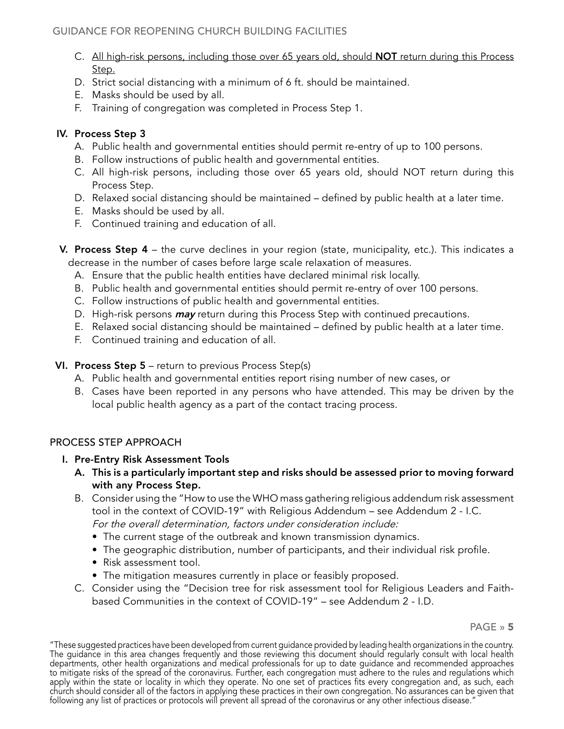C. <u>All high-risk persons, including those over 65 years old, should **NOT** return during this Process Step.</u>
D. Strict social distancing with a minimum of 6 ft. should be maintained.
E. Masks should be used by all.
F. Training of congregation was completed in Process Step 1.

**IV. Process Step 3**

A. Public health and governmental entities should permit re-entry of up to 100 persons.
B. Follow instructions of public health and governmental entities.
C. All high-risk persons, including those over 65 years old, should NOT return during this Process Step.
D. Relaxed social distancing should be maintained – defined by public health at a later time.
E. Masks should be used by all.
F. Continued training and education of all.

**V. Process Step 4** – the curve declines in your region (state, municipality, etc.). This indicates a decrease in the number of cases before large scale relaxation of measures.

A. Ensure that the public health entities have declared minimal risk locally.
B. Public health and governmental entities should permit re-entry of over 100 persons.
C. Follow instructions of public health and governmental entities.
D. High-risk persons ***may*** return during this Process Step with continued precautions.
E. Relaxed social distancing should be maintained – defined by public health at a later time.
F. Continued training and education of all.

**VI. Process Step 5** – return to previous Process Step(s)

A. Public health and governmental entities report rising number of new cases, or
B. Cases have been reported in any persons who have attended. This may be driven by the local public health agency as a part of the contact tracing process.

## PROCESS STEP APPROACH

**I. Pre-Entry Risk Assessment Tools**

**A. This is a particularly important step and risks should be assessed prior to moving forward with any Process Step.**

B. Consider using the "How to use the WHO mass gathering religious addendum risk assessment tool in the context of COVID-19" with Religious Addendum – see Addendum 2 - I.C.
*For the overall determination, factors under consideration include:*
- The current stage of the outbreak and known transmission dynamics.
- The geographic distribution, number of participants, and their individual risk profile.
- Risk assessment tool.
- The mitigation measures currently in place or feasibly proposed.

C. Consider using the "Decision tree for risk assessment tool for Religious Leaders and Faith-based Communities in the context of COVID-19" – see Addendum 2 - I.D.

"These suggested practices have been developed from current guidance provided by leading health organizations in the country. The guidance in this area changes frequently and those reviewing this document should regularly consult with local health departments, other health organizations and medical professionals for up to date guidance and recommended approaches to mitigate risks of the spread of the coronavirus. Further, each congregation must adhere to the rules and regulations which apply within the state or locality in which they operate. No one set of practices fits every congregation and, as such, each church should consider all of the factors in applying these practices in their own congregation. No assurances can be given that following any list of practices or protocols will prevent all spread of the coronavirus or any other infectious disease."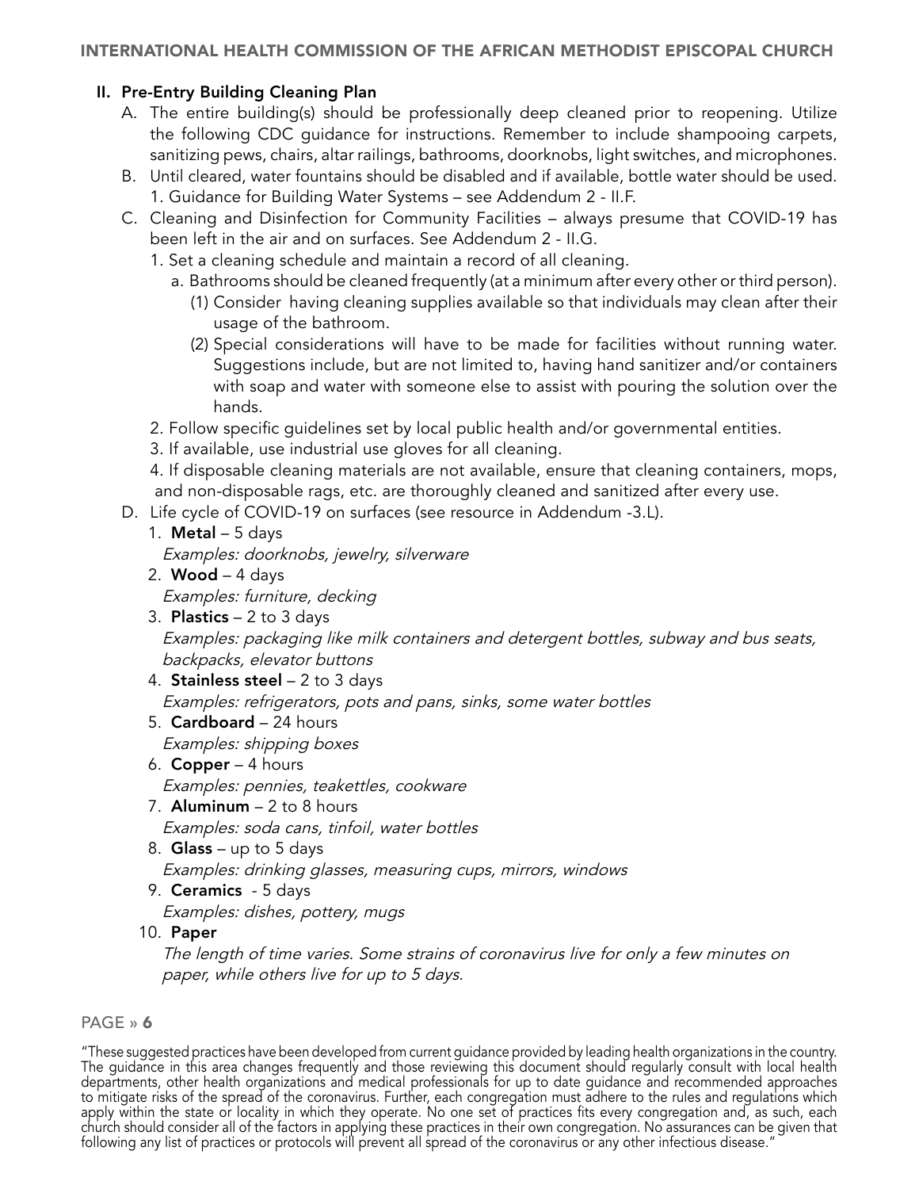## II. Pre-Entry Building Cleaning Plan

A. The entire building(s) should be professionally deep cleaned prior to reopening. Utilize the following CDC guidance for instructions. Remember to include shampooing carpets, sanitizing pews, chairs, altar railings, bathrooms, doorknobs, light switches, and microphones.

B. Until cleared, water fountains should be disabled and if available, bottle water should be used.
   1. Guidance for Building Water Systems – see Addendum 2 - II.F.

C. Cleaning and Disinfection for Community Facilities – always presume that COVID-19 has been left in the air and on surfaces. See Addendum 2 - II.G.
   1. Set a cleaning schedule and maintain a record of all cleaning.
      a. Bathrooms should be cleaned frequently (at a minimum after every other or third person).
         (1) Consider having cleaning supplies available so that individuals may clean after their usage of the bathroom.
         (2) Special considerations will have to be made for facilities without running water. Suggestions include, but are not limited to, having hand sanitizer and/or containers with soap and water with someone else to assist with pouring the solution over the hands.
   2. Follow specific guidelines set by local public health and/or governmental entities.
   3. If available, use industrial use gloves for all cleaning.
   4. If disposable cleaning materials are not available, ensure that cleaning containers, mops, and non-disposable rags, etc. are thoroughly cleaned and sanitized after every use.

D. Life cycle of COVID-19 on surfaces (see resource in Addendum -3.L).
   1. **Metal** – 5 days
      *Examples: doorknobs, jewelry, silverware*
   2. **Wood** – 4 days
      *Examples: furniture, decking*
   3. **Plastics** – 2 to 3 days
      *Examples: packaging like milk containers and detergent bottles, subway and bus seats, backpacks, elevator buttons*
   4. **Stainless steel** – 2 to 3 days
      *Examples: refrigerators, pots and pans, sinks, some water bottles*
   5. **Cardboard** – 24 hours
      *Examples: shipping boxes*
   6. **Copper** – 4 hours
      *Examples: pennies, teakettles, cookware*
   7. **Aluminum** – 2 to 8 hours
      *Examples: soda cans, tinfoil, water bottles*
   8. **Glass** – up to 5 days
      *Examples: drinking glasses, measuring cups, mirrors, windows*
   9. **Ceramics** - 5 days
      *Examples: dishes, pottery, mugs*
   10. **Paper**
      *The length of time varies. Some strains of coronavirus live for only a few minutes on paper, while others live for up to 5 days.*

"These suggested practices have been developed from current guidance provided by leading health organizations in the country. The guidance in this area changes frequently and those reviewing this document should regularly consult with local health departments, other health organizations and medical professionals for up to date guidance and recommended approaches to mitigate risks of the spread of the coronavirus. Further, each congregation must adhere to the rules and regulations which apply within the state or locality in which they operate. No one set of practices fits every congregation and, as such, each church should consider all of the factors in applying these practices in their own congregation. No assurances can be given that following any list of practices or protocols will prevent all spread of the coronavirus or any other infectious disease."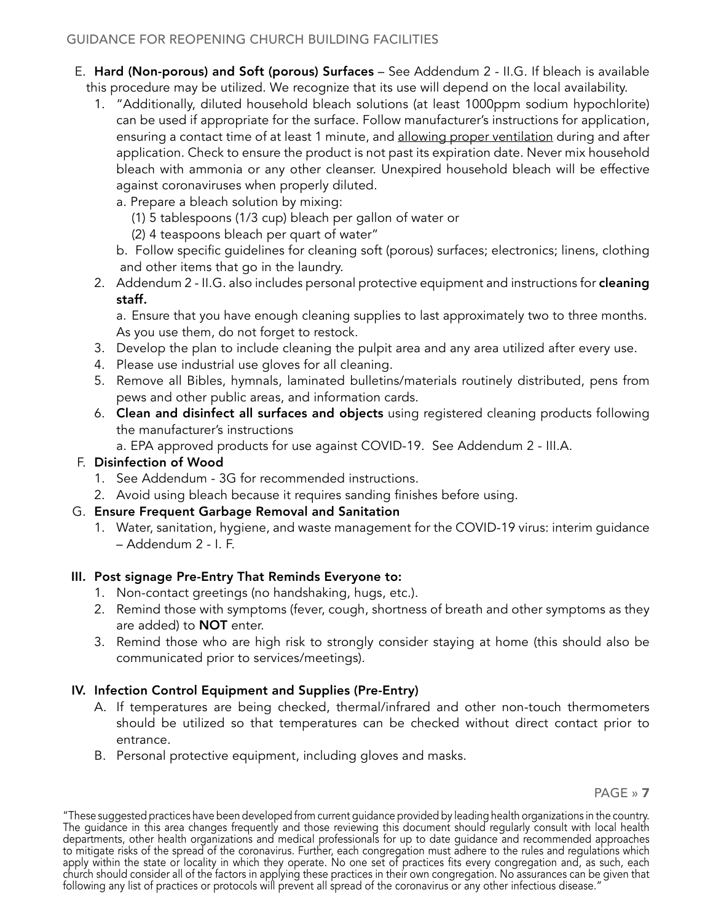E. **Hard (Non-porous) and Soft (porous) Surfaces** – See Addendum 2 - II.G. If bleach is available this procedure may be utilized. We recognize that its use will depend on the local availability.

1. "Additionally, diluted household bleach solutions (at least 1000ppm sodium hypochlorite) can be used if appropriate for the surface. Follow manufacturer's instructions for application, ensuring a contact time of at least 1 minute, and allowing proper ventilation during and after application. Check to ensure the product is not past its expiration date. Never mix household bleach with ammonia or any other cleanser. Unexpired household bleach will be effective against coronaviruses when properly diluted.
   a. Prepare a bleach solution by mixing:
      (1) 5 tablespoons (1/3 cup) bleach per gallon of water or
      (2) 4 teaspoons bleach per quart of water"
   b. Follow specific guidelines for cleaning soft (porous) surfaces; electronics; linens, clothing and other items that go in the laundry.
2. Addendum 2 - II.G. also includes personal protective equipment and instructions for **cleaning staff.**
   a. Ensure that you have enough cleaning supplies to last approximately two to three months. As you use them, do not forget to restock.
3. Develop the plan to include cleaning the pulpit area and any area utilized after every use.
4. Please use industrial use gloves for all cleaning.
5. Remove all Bibles, hymnals, laminated bulletins/materials routinely distributed, pens from pews and other public areas, and information cards.
6. **Clean and disinfect all surfaces and objects** using registered cleaning products following the manufacturer's instructions
   a. EPA approved products for use against COVID-19. See Addendum 2 - III.A.

F. **Disinfection of Wood**

1. See Addendum - 3G for recommended instructions.
2. Avoid using bleach because it requires sanding finishes before using.

G. **Ensure Frequent Garbage Removal and Sanitation**

1. Water, sanitation, hygiene, and waste management for the COVID-19 virus: interim guidance – Addendum 2 - I. F.

## III. Post signage Pre-Entry That Reminds Everyone to:

1. Non-contact greetings (no handshaking, hugs, etc.).
2. Remind those with symptoms (fever, cough, shortness of breath and other symptoms as they are added) to **NOT** enter.
3. Remind those who are high risk to strongly consider staying at home (this should also be communicated prior to services/meetings).

## IV. Infection Control Equipment and Supplies (Pre-Entry)

A. If temperatures are being checked, thermal/infrared and other non-touch thermometers should be utilized so that temperatures can be checked without direct contact prior to entrance.

B. Personal protective equipment, including gloves and masks.

"These suggested practices have been developed from current guidance provided by leading health organizations in the country. The guidance in this area changes frequently and those reviewing this document should regularly consult with local health departments, other health organizations and medical professionals for up to date guidance and recommended approaches to mitigate risks of the spread of the coronavirus. Further, each congregation must adhere to the rules and regulations which apply within the state or locality in which they operate. No one set of practices fits every congregation and, as such, each church should consider all of the factors in applying these practices in their own congregation. No assurances can be given that following any list of practices or protocols will prevent all spread of the coronavirus or any other infectious disease."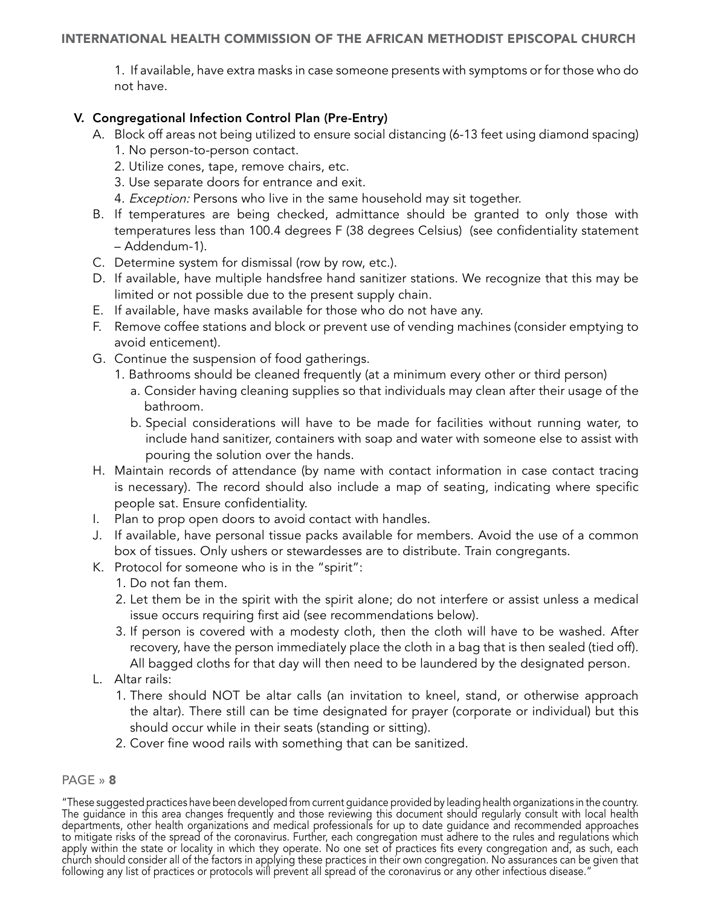1. If available, have extra masks in case someone presents with symptoms or for those who do not have.

## V. Congregational Infection Control Plan (Pre-Entry)

A. Block off areas not being utilized to ensure social distancing (6-13 feet using diamond spacing)
   1. No person-to-person contact.
   2. Utilize cones, tape, remove chairs, etc.
   3. Use separate doors for entrance and exit.
   4. *Exception:* Persons who live in the same household may sit together.

B. If temperatures are being checked, admittance should be granted to only those with temperatures less than 100.4 degrees F (38 degrees Celsius) (see confidentiality statement – Addendum-1).

C. Determine system for dismissal (row by row, etc.).

D. If available, have multiple handsfree hand sanitizer stations. We recognize that this may be limited or not possible due to the present supply chain.

E. If available, have masks available for those who do not have any.

F. Remove coffee stations and block or prevent use of vending machines (consider emptying to avoid enticement).

G. Continue the suspension of food gatherings.
   1. Bathrooms should be cleaned frequently (at a minimum every other or third person)
      a. Consider having cleaning supplies so that individuals may clean after their usage of the bathroom.
      b. Special considerations will have to be made for facilities without running water, to include hand sanitizer, containers with soap and water with someone else to assist with pouring the solution over the hands.

H. Maintain records of attendance (by name with contact information in case contact tracing is necessary). The record should also include a map of seating, indicating where specific people sat. Ensure confidentiality.

I. Plan to prop open doors to avoid contact with handles.

J. If available, have personal tissue packs available for members. Avoid the use of a common box of tissues. Only ushers or stewardesses are to distribute. Train congregants.

K. Protocol for someone who is in the "spirit":
   1. Do not fan them.
   2. Let them be in the spirit with the spirit alone; do not interfere or assist unless a medical issue occurs requiring first aid (see recommendations below).
   3. If person is covered with a modesty cloth, then the cloth will have to be washed. After recovery, have the person immediately place the cloth in a bag that is then sealed (tied off). All bagged cloths for that day will then need to be laundered by the designated person.

L. Altar rails:
   1. There should NOT be altar calls (an invitation to kneel, stand, or otherwise approach the altar). There still can be time designated for prayer (corporate or individual) but this should occur while in their seats (standing or sitting).
   2. Cover fine wood rails with something that can be sanitized.

"These suggested practices have been developed from current guidance provided by leading health organizations in the country. The guidance in this area changes frequently and those reviewing this document should regularly consult with local health departments, other health organizations and medical professionals for up to date guidance and recommended approaches to mitigate risks of the spread of the coronavirus. Further, each congregation must adhere to the rules and regulations which apply within the state or locality in which they operate. No one set of practices fits every congregation and, as such, each church should consider all of the factors in applying these practices in their own congregation. No assurances can be given that following any list of practices or protocols will prevent all spread of the coronavirus or any other infectious disease."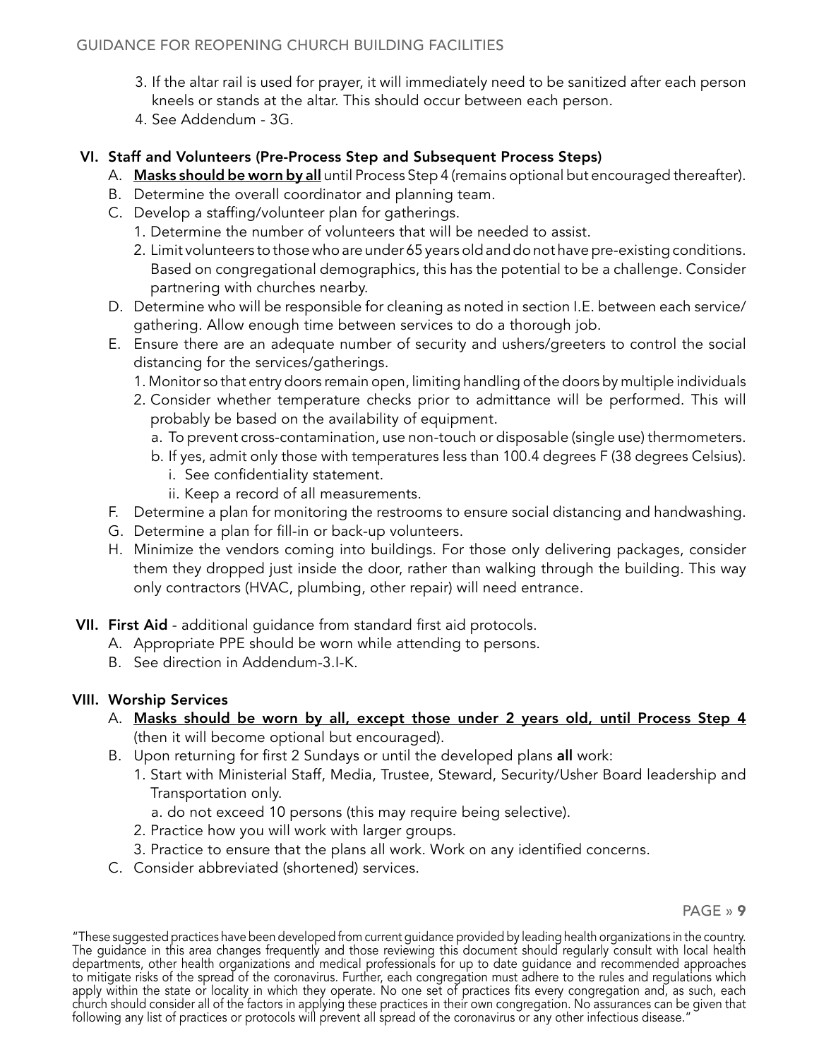3. If the altar rail is used for prayer, it will immediately need to be sanitized after each person kneels or stands at the altar. This should occur between each person.
4. See Addendum - 3G.

## VI. Staff and Volunteers (Pre-Process Step and Subsequent Process Steps)

A. **Masks should be worn by all** until Process Step 4 (remains optional but encouraged thereafter).

B. Determine the overall coordinator and planning team.

C. Develop a staffing/volunteer plan for gatherings.

1. Determine the number of volunteers that will be needed to assist.
2. Limit volunteers to those who are under 65 years old and do not have pre-existing conditions. Based on congregational demographics, this has the potential to be a challenge. Consider partnering with churches nearby.

D. Determine who will be responsible for cleaning as noted in section I.E. between each service/gathering. Allow enough time between services to do a thorough job.

E. Ensure there are an adequate number of security and ushers/greeters to control the social distancing for the services/gatherings.

1. Monitor so that entry doors remain open, limiting handling of the doors by multiple individuals
2. Consider whether temperature checks prior to admittance will be performed. This will probably be based on the availability of equipment.
   a. To prevent cross-contamination, use non-touch or disposable (single use) thermometers.
   b. If yes, admit only those with temperatures less than 100.4 degrees F (38 degrees Celsius).
      i. See confidentiality statement.
      ii. Keep a record of all measurements.

F. Determine a plan for monitoring the restrooms to ensure social distancing and handwashing.

G. Determine a plan for fill-in or back-up volunteers.

H. Minimize the vendors coming into buildings. For those only delivering packages, consider them they dropped just inside the door, rather than walking through the building. This way only contractors (HVAC, plumbing, other repair) will need entrance.

## VII. First Aid - additional guidance from standard first aid protocols.

A. Appropriate PPE should be worn while attending to persons.

B. See direction in Addendum-3.I-K.

## VIII. Worship Services

A. **Masks should be worn by all, except those under 2 years old, until Process Step 4** (then it will become optional but encouraged).

B. Upon returning for first 2 Sundays or until the developed plans **all** work:

1. Start with Ministerial Staff, Media, Trustee, Steward, Security/Usher Board leadership and Transportation only.
   a. do not exceed 10 persons (this may require being selective).
2. Practice how you will work with larger groups.
3. Practice to ensure that the plans all work. Work on any identified concerns.

C. Consider abbreviated (shortened) services.

"These suggested practices have been developed from current guidance provided by leading health organizations in the country. The guidance in this area changes frequently and those reviewing this document should regularly consult with local health departments, other health organizations and medical professionals for up to date guidance and recommended approaches to mitigate risks of the spread of the coronavirus. Further, each congregation must adhere to the rules and regulations which apply within the state or locality in which they operate. No one set of practices fits every congregation and, as such, each church should consider all of the factors in applying these practices in their own congregation. No assurances can be given that following any list of practices or protocols will prevent all spread of the coronavirus or any other infectious disease."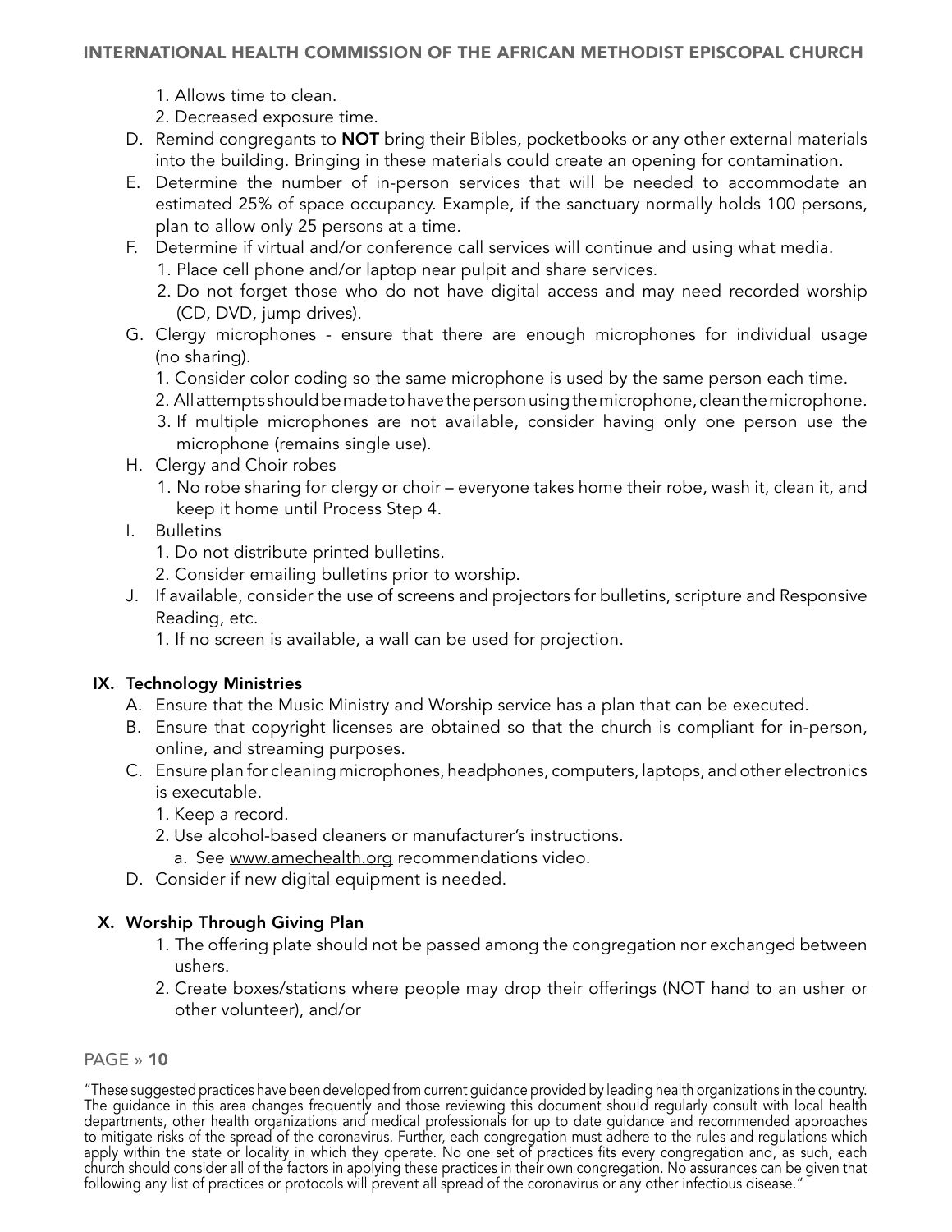1. Allows time to clean.
2. Decreased exposure time.

D. Remind congregants to **NOT** bring their Bibles, pocketbooks or any other external materials into the building. Bringing in these materials could create an opening for contamination.

E. Determine the number of in-person services that will be needed to accommodate an estimated 25% of space occupancy. Example, if the sanctuary normally holds 100 persons, plan to allow only 25 persons at a time.

F. Determine if virtual and/or conference call services will continue and using what media.
   1. Place cell phone and/or laptop near pulpit and share services.
   2. Do not forget those who do not have digital access and may need recorded worship (CD, DVD, jump drives).

G. Clergy microphones - ensure that there are enough microphones for individual usage (no sharing).
   1. Consider color coding so the same microphone is used by the same person each time.
   2. All attempts should be made to have the person using the microphone, clean the microphone.
   3. If multiple microphones are not available, consider having only one person use the microphone (remains single use).

H. Clergy and Choir robes
   1. No robe sharing for clergy or choir – everyone takes home their robe, wash it, clean it, and keep it home until Process Step 4.

I. Bulletins
   1. Do not distribute printed bulletins.
   2. Consider emailing bulletins prior to worship.

J. If available, consider the use of screens and projectors for bulletins, scripture and Responsive Reading, etc.
   1. If no screen is available, a wall can be used for projection.

## IX. Technology Ministries

A. Ensure that the Music Ministry and Worship service has a plan that can be executed.

B. Ensure that copyright licenses are obtained so that the church is compliant for in-person, online, and streaming purposes.

C. Ensure plan for cleaning microphones, headphones, computers, laptops, and other electronics is executable.
   1. Keep a record.
   2. Use alcohol-based cleaners or manufacturer's instructions.
      a. See www.amechealth.org recommendations video.

D. Consider if new digital equipment is needed.

## X. Worship Through Giving Plan

1. The offering plate should not be passed among the congregation nor exchanged between ushers.
2. Create boxes/stations where people may drop their offerings (NOT hand to an usher or other volunteer), and/or

"These suggested practices have been developed from current guidance provided by leading health organizations in the country. The guidance in this area changes frequently and those reviewing this document should regularly consult with local health departments, other health organizations and medical professionals for up to date guidance and recommended approaches to mitigate risks of the spread of the coronavirus. Further, each congregation must adhere to the rules and regulations which apply within the state or locality in which they operate. No one set of practices fits every congregation and, as such, each church should consider all of the factors in applying these practices in their own congregation. No assurances can be given that following any list of practices or protocols will prevent all spread of the coronavirus or any other infectious disease."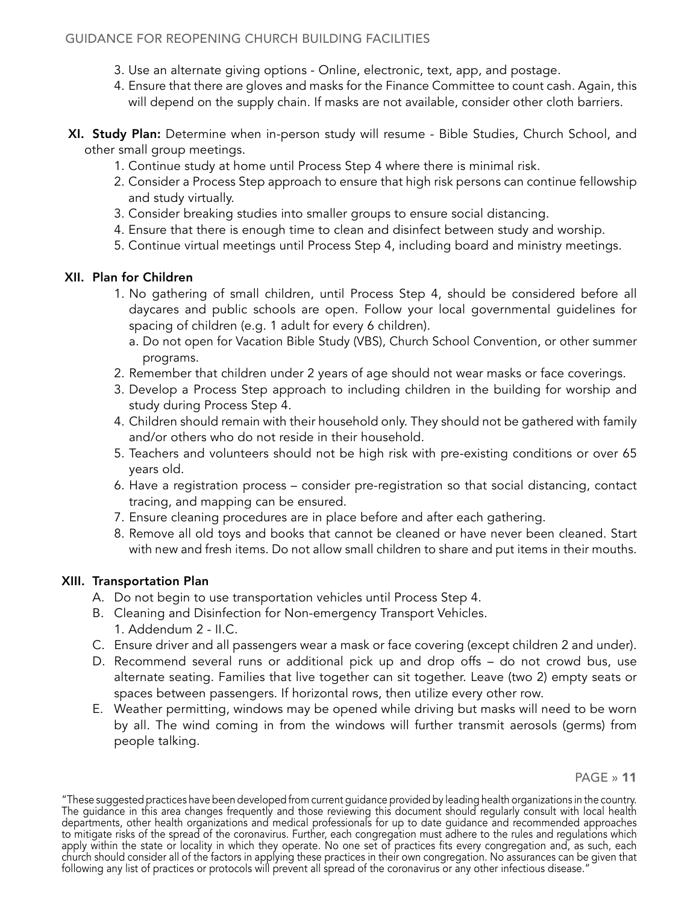3. Use an alternate giving options - Online, electronic, text, app, and postage.
4. Ensure that there are gloves and masks for the Finance Committee to count cash. Again, this will depend on the supply chain. If masks are not available, consider other cloth barriers.

**XI. Study Plan:** Determine when in-person study will resume - Bible Studies, Church School, and other small group meetings.

1. Continue study at home until Process Step 4 where there is minimal risk.
2. Consider a Process Step approach to ensure that high risk persons can continue fellowship and study virtually.
3. Consider breaking studies into smaller groups to ensure social distancing.
4. Ensure that there is enough time to clean and disinfect between study and worship.
5. Continue virtual meetings until Process Step 4, including board and ministry meetings.

**XII. Plan for Children**

1. No gathering of small children, until Process Step 4, should be considered before all daycares and public schools are open. Follow your local governmental guidelines for spacing of children (e.g. 1 adult for every 6 children).
   a. Do not open for Vacation Bible Study (VBS), Church School Convention, or other summer programs.
2. Remember that children under 2 years of age should not wear masks or face coverings.
3. Develop a Process Step approach to including children in the building for worship and study during Process Step 4.
4. Children should remain with their household only. They should not be gathered with family and/or others who do not reside in their household.
5. Teachers and volunteers should not be high risk with pre-existing conditions or over 65 years old.
6. Have a registration process – consider pre-registration so that social distancing, contact tracing, and mapping can be ensured.
7. Ensure cleaning procedures are in place before and after each gathering.
8. Remove all old toys and books that cannot be cleaned or have never been cleaned. Start with new and fresh items. Do not allow small children to share and put items in their mouths.

**XIII. Transportation Plan**

A. Do not begin to use transportation vehicles until Process Step 4.

B. Cleaning and Disinfection for Non-emergency Transport Vehicles.
   1. Addendum 2 - II.C.

C. Ensure driver and all passengers wear a mask or face covering (except children 2 and under).

D. Recommend several runs or additional pick up and drop offs – do not crowd bus, use alternate seating. Families that live together can sit together. Leave (two 2) empty seats or spaces between passengers. If horizontal rows, then utilize every other row.

E. Weather permitting, windows may be opened while driving but masks will need to be worn by all. The wind coming in from the windows will further transmit aerosols (germs) from people talking.

"These suggested practices have been developed from current guidance provided by leading health organizations in the country. The guidance in this area changes frequently and those reviewing this document should regularly consult with local health departments, other health organizations and medical professionals for up to date guidance and recommended approaches to mitigate risks of the spread of the coronavirus. Further, each congregation must adhere to the rules and regulations which apply within the state or locality in which they operate. No one set of practices fits every congregation and, as such, each church should consider all of the factors in applying these practices in their own congregation. No assurances can be given that following any list of practices or protocols will prevent all spread of the coronavirus or any other infectious disease."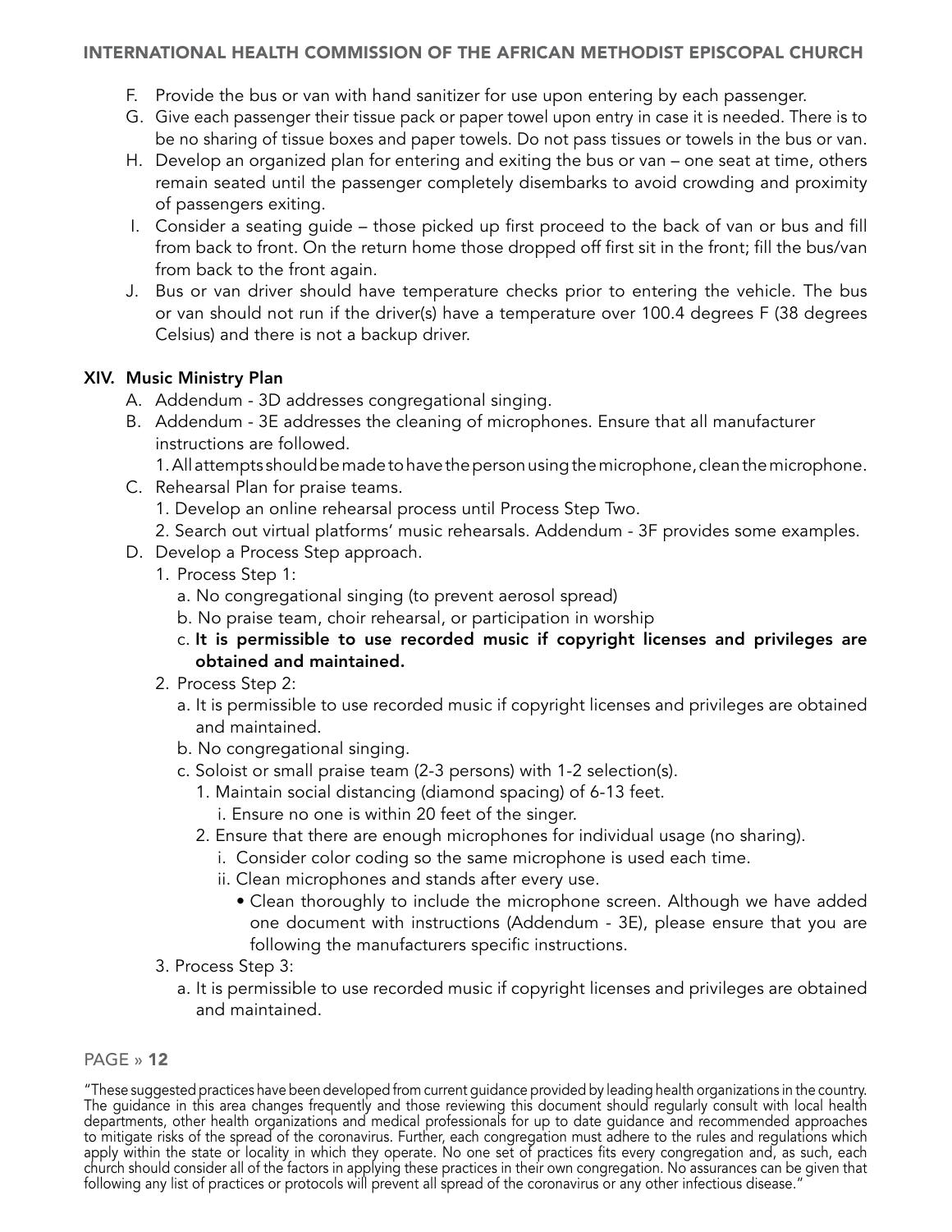F. Provide the bus or van with hand sanitizer for use upon entering by each passenger.

G. Give each passenger their tissue pack or paper towel upon entry in case it is needed. There is to be no sharing of tissue boxes and paper towels. Do not pass tissues or towels in the bus or van.

H. Develop an organized plan for entering and exiting the bus or van – one seat at time, others remain seated until the passenger completely disembarks to avoid crowding and proximity of passengers exiting.

I. Consider a seating guide – those picked up first proceed to the back of van or bus and fill from back to front. On the return home those dropped off first sit in the front; fill the bus/van from back to the front again.

J. Bus or van driver should have temperature checks prior to entering the vehicle. The bus or van should not run if the driver(s) have a temperature over 100.4 degrees F (38 degrees Celsius) and there is not a backup driver.

## XIV. Music Ministry Plan

A. Addendum - 3D addresses congregational singing.

B. Addendum - 3E addresses the cleaning of microphones. Ensure that all manufacturer instructions are followed.
   1. All attempts should be made to have the person using the microphone, clean the microphone.

C. Rehearsal Plan for praise teams.
   1. Develop an online rehearsal process until Process Step Two.
   2. Search out virtual platforms' music rehearsals. Addendum - 3F provides some examples.

D. Develop a Process Step approach.
   1. Process Step 1:
      a. No congregational singing (to prevent aerosol spread)
      b. No praise team, choir rehearsal, or participation in worship
      c. **It is permissible to use recorded music if copyright licenses and privileges are obtained and maintained.**
   2. Process Step 2:
      a. It is permissible to use recorded music if copyright licenses and privileges are obtained and maintained.
      b. No congregational singing.
      c. Soloist or small praise team (2-3 persons) with 1-2 selection(s).
         1. Maintain social distancing (diamond spacing) of 6-13 feet.
            i. Ensure no one is within 20 feet of the singer.
         2. Ensure that there are enough microphones for individual usage (no sharing).
            i. Consider color coding so the same microphone is used each time.
            ii. Clean microphones and stands after every use.
               - Clean thoroughly to include the microphone screen. Although we have added one document with instructions (Addendum - 3E), please ensure that you are following the manufacturers specific instructions.
   3. Process Step 3:
      a. It is permissible to use recorded music if copyright licenses and privileges are obtained and maintained.

"These suggested practices have been developed from current guidance provided by leading health organizations in the country. The guidance in this area changes frequently and those reviewing this document should regularly consult with local health departments, other health organizations and medical professionals for up to date guidance and recommended approaches to mitigate risks of the spread of the coronavirus. Further, each congregation must adhere to the rules and regulations which apply within the state or locality in which they operate. No one set of practices fits every congregation and, as such, each church should consider all of the factors in applying these practices in their own congregation. No assurances can be given that following any list of practices or protocols will prevent all spread of the coronavirus or any other infectious disease."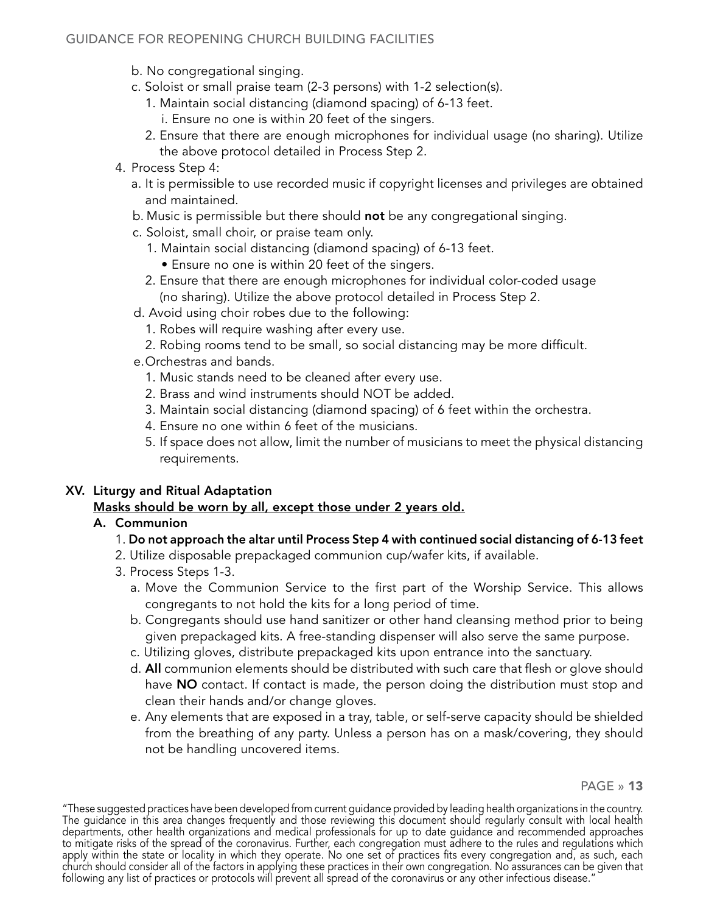b. No congregational singing.

c. Soloist or small praise team (2-3 persons) with 1-2 selection(s).

   1. Maintain social distancing (diamond spacing) of 6-13 feet.
      i. Ensure no one is within 20 feet of the singers.
   2. Ensure that there are enough microphones for individual usage (no sharing). Utilize the above protocol detailed in Process Step 2.

4. Process Step 4:

   a. It is permissible to use recorded music if copyright licenses and privileges are obtained and maintained.

   b. Music is permissible but there should **not** be any congregational singing.

   c. Soloist, small choir, or praise team only.
      1. Maintain social distancing (diamond spacing) of 6-13 feet.
         - Ensure no one is within 20 feet of the singers.
      2. Ensure that there are enough microphones for individual color-coded usage (no sharing). Utilize the above protocol detailed in Process Step 2.

   d. Avoid using choir robes due to the following:
      1. Robes will require washing after every use.
      2. Robing rooms tend to be small, so social distancing may be more difficult.

   e. Orchestras and bands.
      1. Music stands need to be cleaned after every use.
      2. Brass and wind instruments should NOT be added.
      3. Maintain social distancing (diamond spacing) of 6 feet within the orchestra.
      4. Ensure no one within 6 feet of the musicians.
      5. If space does not allow, limit the number of musicians to meet the physical distancing requirements.

## XV. Liturgy and Ritual Adaptation

**Masks should be worn by all, except those under 2 years old.**

### A. Communion

1. **Do not approach the altar until Process Step 4 with continued social distancing of 6-13 feet**
2. Utilize disposable prepackaged communion cup/wafer kits, if available.
3. Process Steps 1-3.
   a. Move the Communion Service to the first part of the Worship Service. This allows congregants to not hold the kits for a long period of time.
   b. Congregants should use hand sanitizer or other hand cleansing method prior to being given prepackaged kits. A free-standing dispenser will also serve the same purpose.
   c. Utilizing gloves, distribute prepackaged kits upon entrance into the sanctuary.
   d. **All** communion elements should be distributed with such care that flesh or glove should have **NO** contact. If contact is made, the person doing the distribution must stop and clean their hands and/or change gloves.
   e. Any elements that are exposed in a tray, table, or self-serve capacity should be shielded from the breathing of any party. Unless a person has on a mask/covering, they should not be handling uncovered items.

"These suggested practices have been developed from current guidance provided by leading health organizations in the country. The guidance in this area changes frequently and those reviewing this document should regularly consult with local health departments, other health organizations and medical professionals for up to date guidance and recommended approaches to mitigate risks of the spread of the coronavirus. Further, each congregation must adhere to the rules and regulations which apply within the state or locality in which they operate. No one set of practices fits every congregation and, as such, each church should consider all of the factors in applying these practices in their own congregation. No assurances can be given that following any list of practices or protocols will prevent all spread of the coronavirus or any other infectious disease."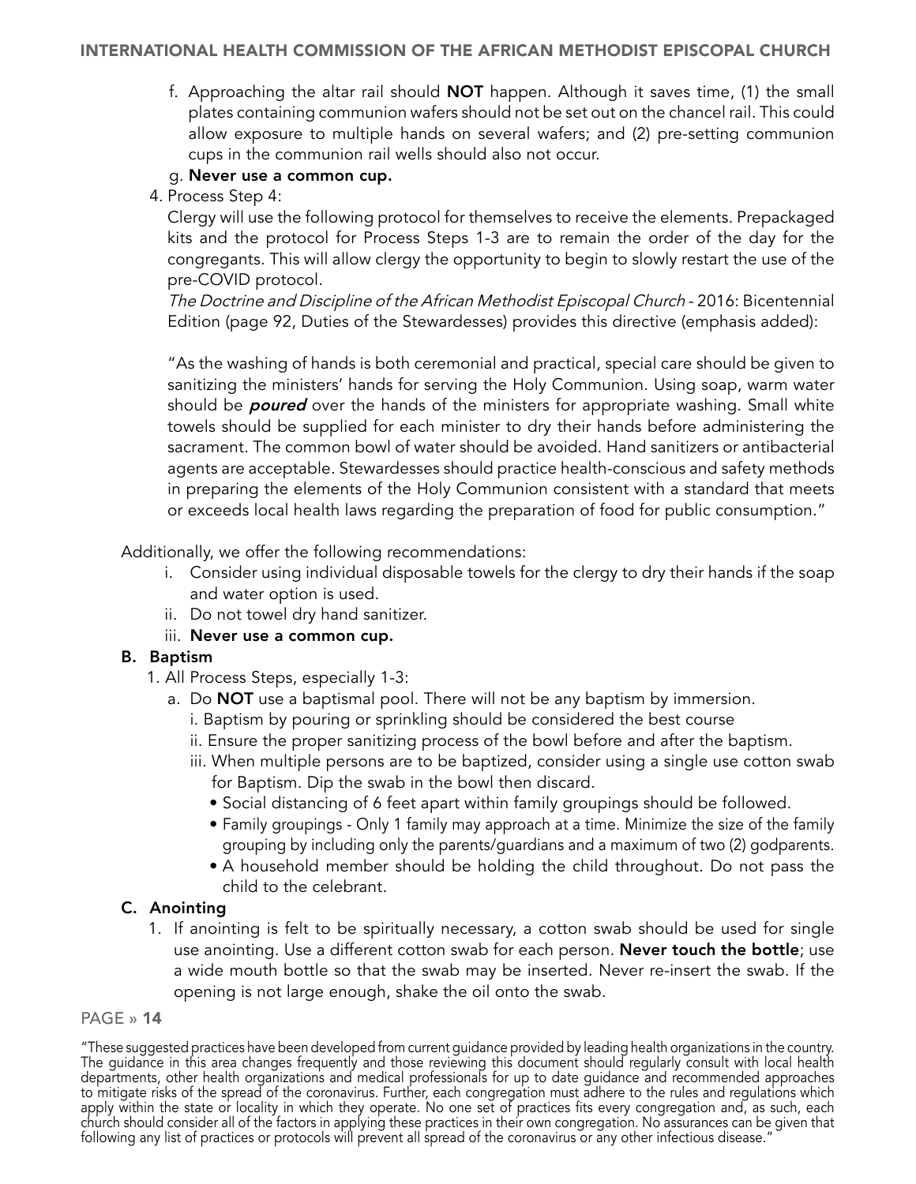f. Approaching the altar rail should **NOT** happen. Although it saves time, (1) the small plates containing communion wafers should not be set out on the chancel rail. This could allow exposure to multiple hands on several wafers; and (2) pre-setting communion cups in the communion rail wells should also not occur.

g. **Never use a common cup.**

4. Process Step 4:

   Clergy will use the following protocol for themselves to receive the elements. Prepackaged kits and the protocol for Process Steps 1-3 are to remain the order of the day for the congregants. This will allow clergy the opportunity to begin to slowly restart the use of the pre-COVID protocol.

   *The Doctrine and Discipline of the African Methodist Episcopal Church* - 2016: Bicentennial Edition (page 92, Duties of the Stewardesses) provides this directive (emphasis added):

   "As the washing of hands is both ceremonial and practical, special care should be given to sanitizing the ministers' hands for serving the Holy Communion. Using soap, warm water should be ***poured*** over the hands of the ministers for appropriate washing. Small white towels should be supplied for each minister to dry their hands before administering the sacrament. The common bowl of water should be avoided. Hand sanitizers or antibacterial agents are acceptable. Stewardesses should practice health-conscious and safety methods in preparing the elements of the Holy Communion consistent with a standard that meets or exceeds local health laws regarding the preparation of food for public consumption."

Additionally, we offer the following recommendations:

i. Consider using individual disposable towels for the clergy to dry their hands if the soap and water option is used.

ii. Do not towel dry hand sanitizer.

iii. **Never use a common cup.**

## B. Baptism

1. All Process Steps, especially 1-3:

   a. Do **NOT** use a baptismal pool. There will not be any baptism by immersion.

      i. Baptism by pouring or sprinkling should be considered the best course

      ii. Ensure the proper sanitizing process of the bowl before and after the baptism.

      iii. When multiple persons are to be baptized, consider using a single use cotton swab for Baptism. Dip the swab in the bowl then discard.

      - Social distancing of 6 feet apart within family groupings should be followed.
      - Family groupings - Only 1 family may approach at a time. Minimize the size of the family grouping by including only the parents/guardians and a maximum of two (2) godparents.
      - A household member should be holding the child throughout. Do not pass the child to the celebrant.

## C. Anointing

1. If anointing is felt to be spiritually necessary, a cotton swab should be used for single use anointing. Use a different cotton swab for each person. **Never touch the bottle**; use a wide mouth bottle so that the swab may be inserted. Never re-insert the swab. If the opening is not large enough, shake the oil onto the swab.

"These suggested practices have been developed from current guidance provided by leading health organizations in the country. The guidance in this area changes frequently and those reviewing this document should regularly consult with local health departments, other health organizations and medical professionals for up to date guidance and recommended approaches to mitigate risks of the spread of the coronavirus. Further, each congregation must adhere to the rules and regulations which apply within the state or locality in which they operate. No one set of practices fits every congregation and, as such, each church should consider all of the factors in applying these practices in their own congregation. No assurances can be given that following any list of practices or protocols will prevent all spread of the coronavirus or any other infectious disease."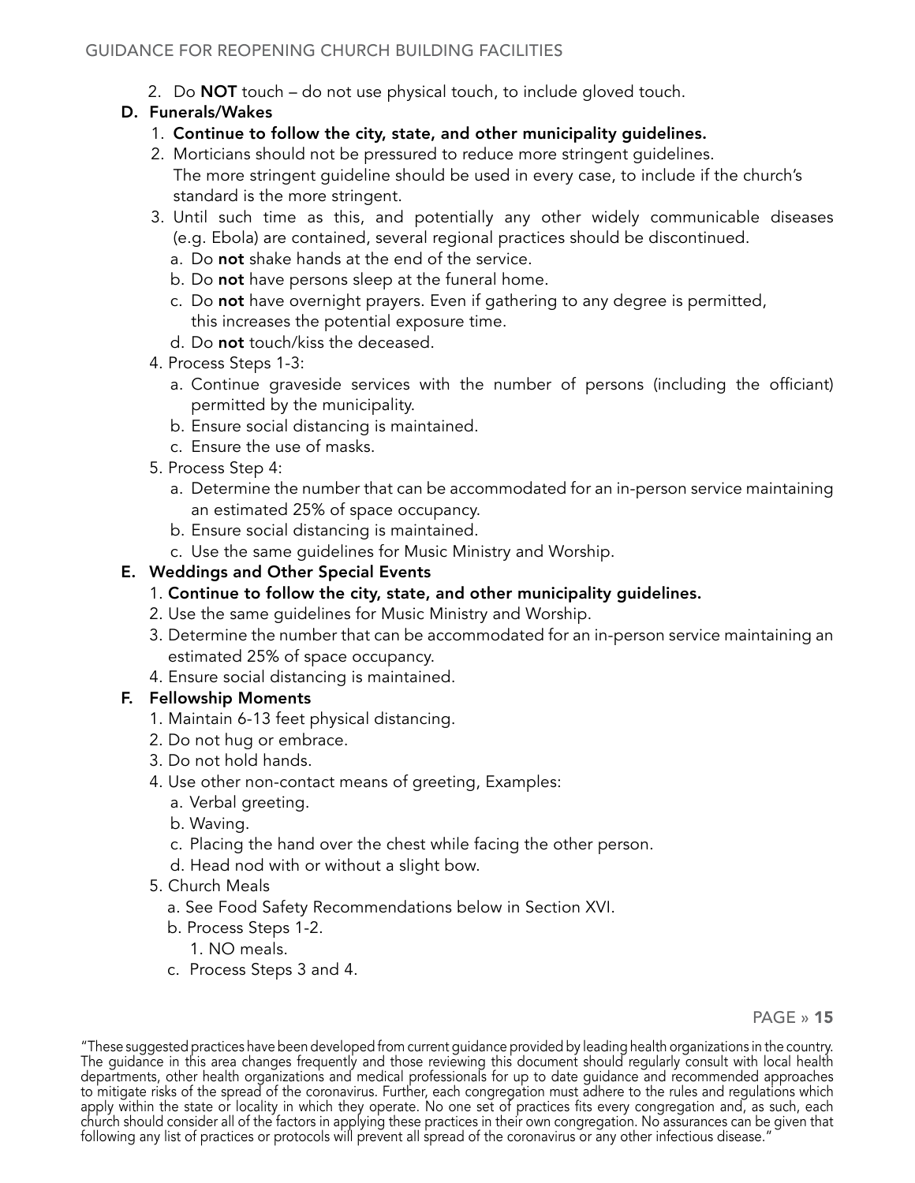2. Do **NOT** touch – do not use physical touch, to include gloved touch.

**D. Funerals/Wakes**

1. **Continue to follow the city, state, and other municipality guidelines.**
2. Morticians should not be pressured to reduce more stringent guidelines. The more stringent guideline should be used in every case, to include if the church's standard is the more stringent.
3. Until such time as this, and potentially any other widely communicable diseases (e.g. Ebola) are contained, several regional practices should be discontinued.
   a. Do **not** shake hands at the end of the service.
   b. Do **not** have persons sleep at the funeral home.
   c. Do **not** have overnight prayers. Even if gathering to any degree is permitted, this increases the potential exposure time.
   d. Do **not** touch/kiss the deceased.
4. Process Steps 1-3:
   a. Continue graveside services with the number of persons (including the officiant) permitted by the municipality.
   b. Ensure social distancing is maintained.
   c. Ensure the use of masks.
5. Process Step 4:
   a. Determine the number that can be accommodated for an in-person service maintaining an estimated 25% of space occupancy.
   b. Ensure social distancing is maintained.
   c. Use the same guidelines for Music Ministry and Worship.

**E. Weddings and Other Special Events**

1. **Continue to follow the city, state, and other municipality guidelines.**
2. Use the same guidelines for Music Ministry and Worship.
3. Determine the number that can be accommodated for an in-person service maintaining an estimated 25% of space occupancy.
4. Ensure social distancing is maintained.

**F. Fellowship Moments**

1. Maintain 6-13 feet physical distancing.
2. Do not hug or embrace.
3. Do not hold hands.
4. Use other non-contact means of greeting, Examples:
   a. Verbal greeting.
   b. Waving.
   c. Placing the hand over the chest while facing the other person.
   d. Head nod with or without a slight bow.
5. Church Meals
   a. See Food Safety Recommendations below in Section XVI.
   b. Process Steps 1-2.
      1. NO meals.
   c. Process Steps 3 and 4.

"These suggested practices have been developed from current guidance provided by leading health organizations in the country. The guidance in this area changes frequently and those reviewing this document should regularly consult with local health departments, other health organizations and medical professionals for up to date guidance and recommended approaches to mitigate risks of the spread of the coronavirus. Further, each congregation must adhere to the rules and regulations which apply within the state or locality in which they operate. No one set of practices fits every congregation and, as such, each church should consider all of the factors in applying these practices in their own congregation. No assurances can be given that following any list of practices or protocols will prevent all spread of the coronavirus or any other infectious disease."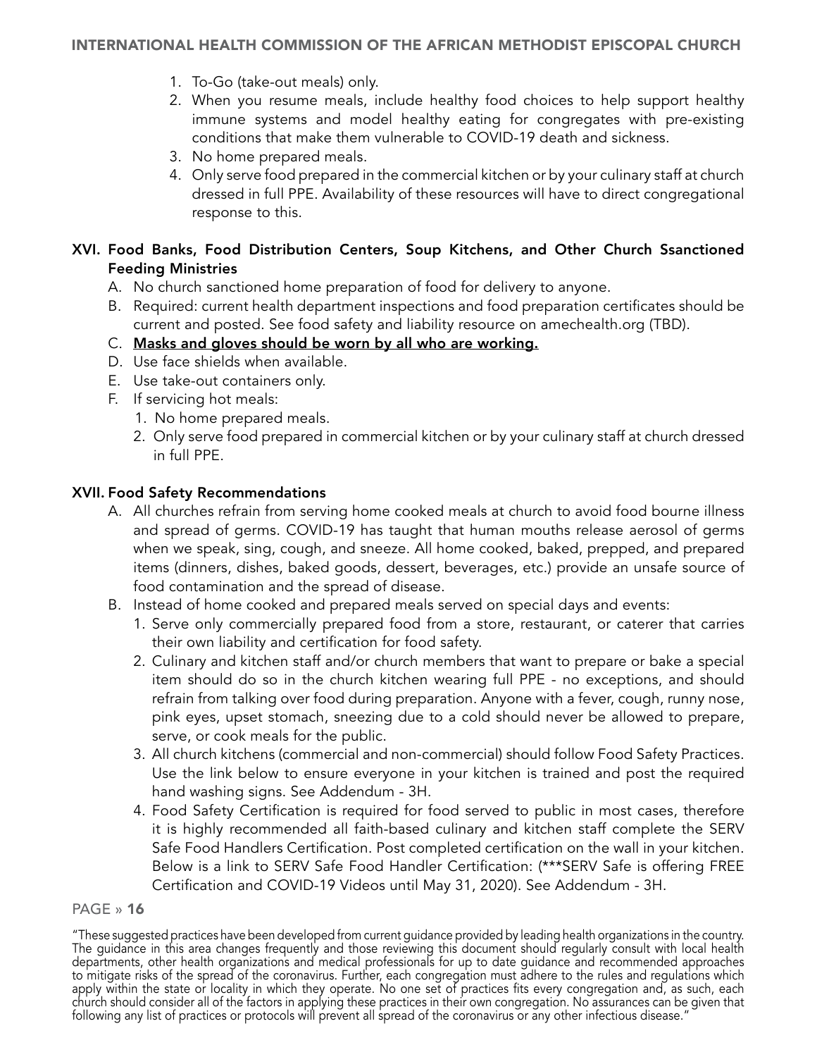1. To-Go (take-out meals) only.
2. When you resume meals, include healthy food choices to help support healthy immune systems and model healthy eating for congregates with pre-existing conditions that make them vulnerable to COVID-19 death and sickness.
3. No home prepared meals.
4. Only serve food prepared in the commercial kitchen or by your culinary staff at church dressed in full PPE. Availability of these resources will have to direct congregational response to this.

## XVI. Food Banks, Food Distribution Centers, Soup Kitchens, and Other Church Ssanctioned Feeding Ministries

A. No church sanctioned home preparation of food for delivery to anyone.
B. Required: current health department inspections and food preparation certificates should be current and posted. See food safety and liability resource on amechealth.org (TBD).
C. **Masks and gloves should be worn by all who are working.**
D. Use face shields when available.
E. Use take-out containers only.
F. If servicing hot meals:
   1. No home prepared meals.
   2. Only serve food prepared in commercial kitchen or by your culinary staff at church dressed in full PPE.

## XVII. Food Safety Recommendations

A. All churches refrain from serving home cooked meals at church to avoid food bourne illness and spread of germs. COVID-19 has taught that human mouths release aerosol of germs when we speak, sing, cough, and sneeze. All home cooked, baked, prepped, and prepared items (dinners, dishes, baked goods, dessert, beverages, etc.) provide an unsafe source of food contamination and the spread of disease.
B. Instead of home cooked and prepared meals served on special days and events:
   1. Serve only commercially prepared food from a store, restaurant, or caterer that carries their own liability and certification for food safety.
   2. Culinary and kitchen staff and/or church members that want to prepare or bake a special item should do so in the church kitchen wearing full PPE - no exceptions, and should refrain from talking over food during preparation. Anyone with a fever, cough, runny nose, pink eyes, upset stomach, sneezing due to a cold should never be allowed to prepare, serve, or cook meals for the public.
   3. All church kitchens (commercial and non-commercial) should follow Food Safety Practices. Use the link below to ensure everyone in your kitchen is trained and post the required hand washing signs. See Addendum - 3H.
   4. Food Safety Certification is required for food served to public in most cases, therefore it is highly recommended all faith-based culinary and kitchen staff complete the SERV Safe Food Handlers Certification. Post completed certification on the wall in your kitchen. Below is a link to SERV Safe Food Handler Certification: (***SERV Safe is offering FREE Certification and COVID-19 Videos until May 31, 2020). See Addendum - 3H.

"These suggested practices have been developed from current guidance provided by leading health organizations in the country. The guidance in this area changes frequently and those reviewing this document should regularly consult with local health departments, other health organizations and medical professionals for up to date guidance and recommended approaches to mitigate risks of the spread of the coronavirus. Further, each congregation must adhere to the rules and regulations which apply within the state or locality in which they operate. No one set of practices fits every congregation and, as such, each church should consider all of the factors in applying these practices in their own congregation. No assurances can be given that following any list of practices or protocols will prevent all spread of the coronavirus or any other infectious disease."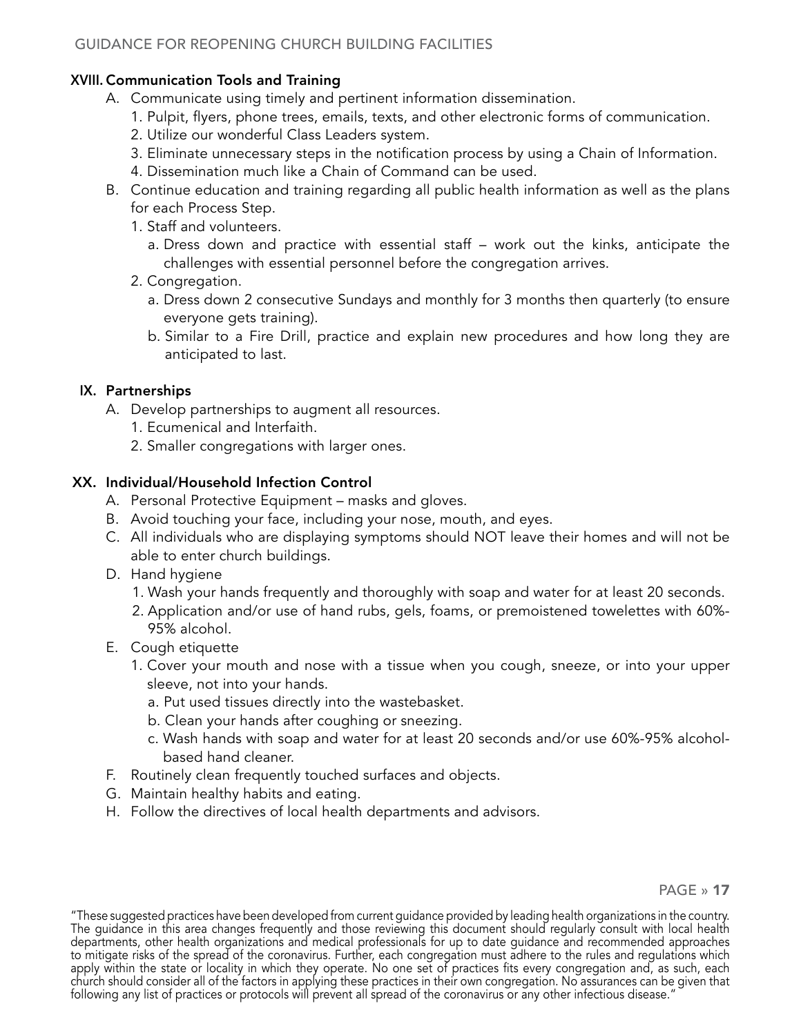## XVIII. Communication Tools and Training

A. Communicate using timely and pertinent information dissemination.
   1. Pulpit, flyers, phone trees, emails, texts, and other electronic forms of communication.
   2. Utilize our wonderful Class Leaders system.
   3. Eliminate unnecessary steps in the notification process by using a Chain of Information.
   4. Dissemination much like a Chain of Command can be used.

B. Continue education and training regarding all public health information as well as the plans for each Process Step.
   1. Staff and volunteers.
      a. Dress down and practice with essential staff – work out the kinks, anticipate the challenges with essential personnel before the congregation arrives.
   2. Congregation.
      a. Dress down 2 consecutive Sundays and monthly for 3 months then quarterly (to ensure everyone gets training).
      b. Similar to a Fire Drill, practice and explain new procedures and how long they are anticipated to last.

## IX. Partnerships

A. Develop partnerships to augment all resources.
   1. Ecumenical and Interfaith.
   2. Smaller congregations with larger ones.

## XX. Individual/Household Infection Control

A. Personal Protective Equipment – masks and gloves.

B. Avoid touching your face, including your nose, mouth, and eyes.

C. All individuals who are displaying symptoms should NOT leave their homes and will not be able to enter church buildings.

D. Hand hygiene
   1. Wash your hands frequently and thoroughly with soap and water for at least 20 seconds.
   2. Application and/or use of hand rubs, gels, foams, or premoistened towelettes with 60%-95% alcohol.

E. Cough etiquette
   1. Cover your mouth and nose with a tissue when you cough, sneeze, or into your upper sleeve, not into your hands.
      a. Put used tissues directly into the wastebasket.
      b. Clean your hands after coughing or sneezing.
      c. Wash hands with soap and water for at least 20 seconds and/or use 60%-95% alcohol-based hand cleaner.

F. Routinely clean frequently touched surfaces and objects.

G. Maintain healthy habits and eating.

H. Follow the directives of local health departments and advisors.

"These suggested practices have been developed from current guidance provided by leading health organizations in the country. The guidance in this area changes frequently and those reviewing this document should regularly consult with local health departments, other health organizations and medical professionals for up to date guidance and recommended approaches to mitigate risks of the spread of the coronavirus. Further, each congregation must adhere to the rules and regulations which apply within the state or locality in which they operate. No one set of practices fits every congregation and, as such, each church should consider all of the factors in applying these practices in their own congregation. No assurances can be given that following any list of practices or protocols will prevent all spread of the coronavirus or any other infectious disease."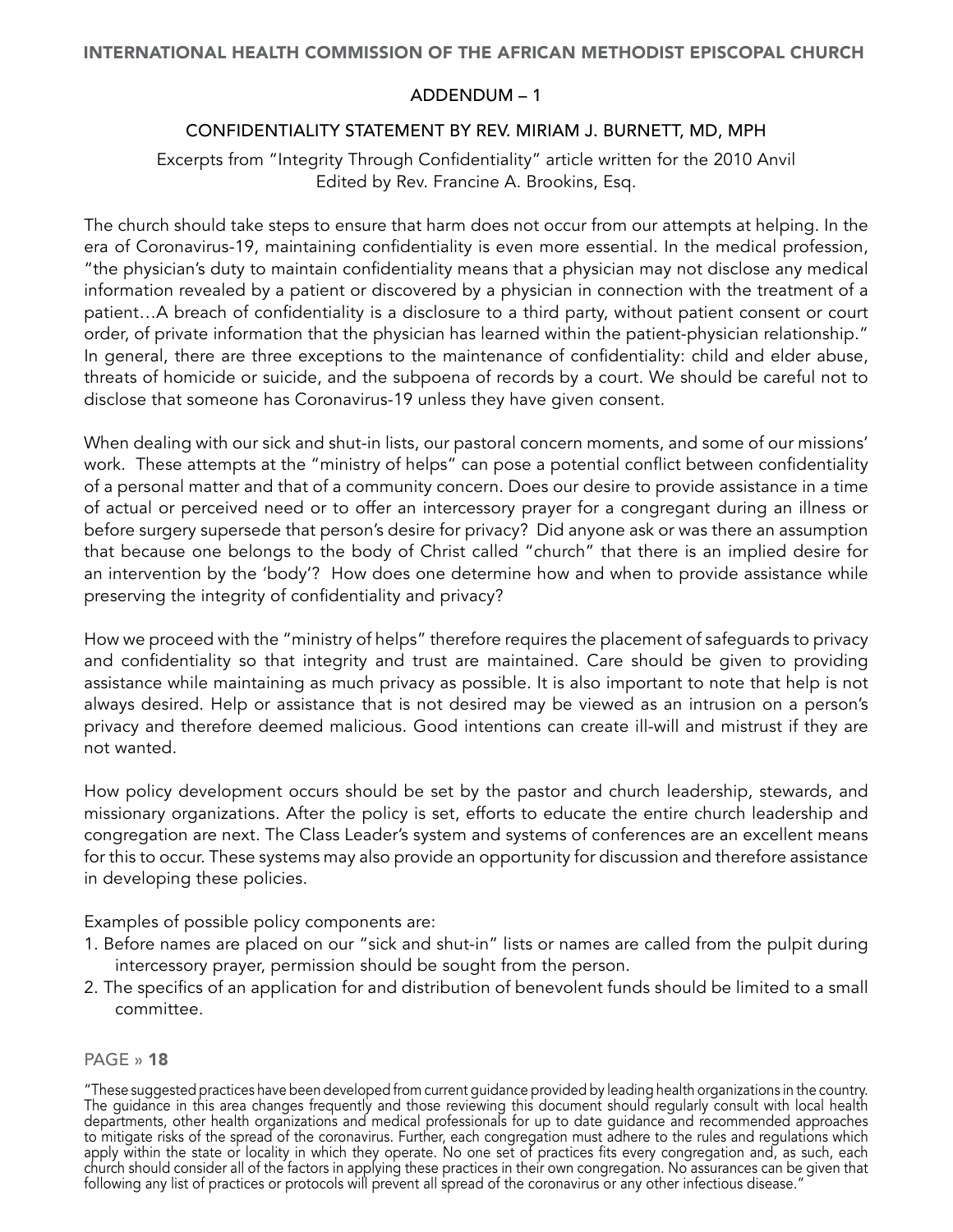## ADDENDUM – 1

### CONFIDENTIALITY STATEMENT BY REV. MIRIAM J. BURNETT, MD, MPH

Excerpts from "Integrity Through Confidentiality" article written for the 2010 Anvil
Edited by Rev. Francine A. Brookins, Esq.

The church should take steps to ensure that harm does not occur from our attempts at helping. In the era of Coronavirus-19, maintaining confidentiality is even more essential. In the medical profession, "the physician's duty to maintain confidentiality means that a physician may not disclose any medical information revealed by a patient or discovered by a physician in connection with the treatment of a patient…A breach of confidentiality is a disclosure to a third party, without patient consent or court order, of private information that the physician has learned within the patient-physician relationship." In general, there are three exceptions to the maintenance of confidentiality: child and elder abuse, threats of homicide or suicide, and the subpoena of records by a court. We should be careful not to disclose that someone has Coronavirus-19 unless they have given consent.

When dealing with our sick and shut-in lists, our pastoral concern moments, and some of our missions' work. These attempts at the "ministry of helps" can pose a potential conflict between confidentiality of a personal matter and that of a community concern. Does our desire to provide assistance in a time of actual or perceived need or to offer an intercessory prayer for a congregant during an illness or before surgery supersede that person's desire for privacy? Did anyone ask or was there an assumption that because one belongs to the body of Christ called "church" that there is an implied desire for an intervention by the 'body'? How does one determine how and when to provide assistance while preserving the integrity of confidentiality and privacy?

How we proceed with the "ministry of helps" therefore requires the placement of safeguards to privacy and confidentiality so that integrity and trust are maintained. Care should be given to providing assistance while maintaining as much privacy as possible. It is also important to note that help is not always desired. Help or assistance that is not desired may be viewed as an intrusion on a person's privacy and therefore deemed malicious. Good intentions can create ill-will and mistrust if they are not wanted.

How policy development occurs should be set by the pastor and church leadership, stewards, and missionary organizations. After the policy is set, efforts to educate the entire church leadership and congregation are next. The Class Leader's system and systems of conferences are an excellent means for this to occur. These systems may also provide an opportunity for discussion and therefore assistance in developing these policies.

Examples of possible policy components are:

1. Before names are placed on our "sick and shut-in" lists or names are called from the pulpit during intercessory prayer, permission should be sought from the person.
2. The specifics of an application for and distribution of benevolent funds should be limited to a small committee.

"These suggested practices have been developed from current guidance provided by leading health organizations in the country. The guidance in this area changes frequently and those reviewing this document should regularly consult with local health departments, other health organizations and medical professionals for up to date guidance and recommended approaches to mitigate risks of the spread of the coronavirus. Further, each congregation must adhere to the rules and regulations which apply within the state or locality in which they operate. No one set of practices fits every congregation and, as such, each church should consider all of the factors in applying these practices in their own congregation. No assurances can be given that following any list of practices or protocols will prevent all spread of the coronavirus or any other infectious disease."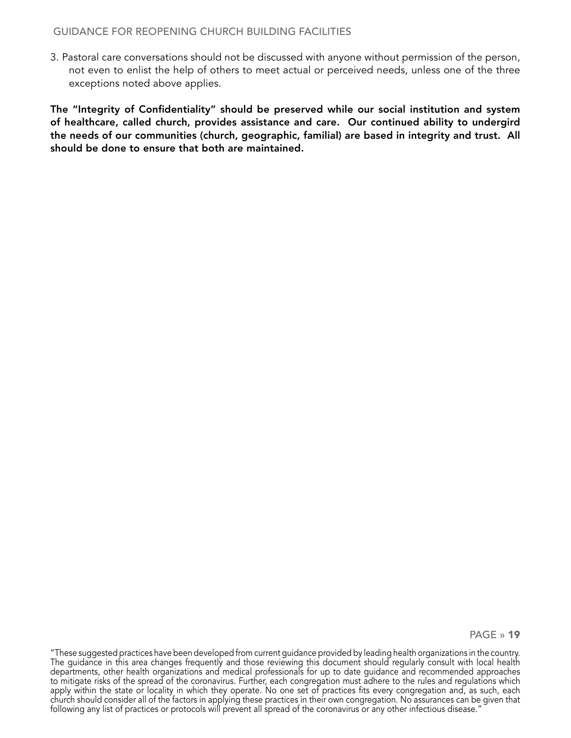3. Pastoral care conversations should not be discussed with anyone without permission of the person, not even to enlist the help of others to meet actual or perceived needs, unless one of the three exceptions noted above applies.

**The "Integrity of Confidentiality" should be preserved while our social institution and system of healthcare, called church, provides assistance and care. Our continued ability to undergird the needs of our communities (church, geographic, familial) are based in integrity and trust. All should be done to ensure that both are maintained.**

"These suggested practices have been developed from current guidance provided by leading health organizations in the country. The guidance in this area changes frequently and those reviewing this document should regularly consult with local health departments, other health organizations and medical professionals for up to date guidance and recommended approaches to mitigate risks of the spread of the coronavirus. Further, each congregation must adhere to the rules and regulations which apply within the state or locality in which they operate. No one set of practices fits every congregation and, as such, each church should consider all of the factors in applying these practices in their own congregation. No assurances can be given that following any list of practices or protocols will prevent all spread of the coronavirus or any other infectious disease."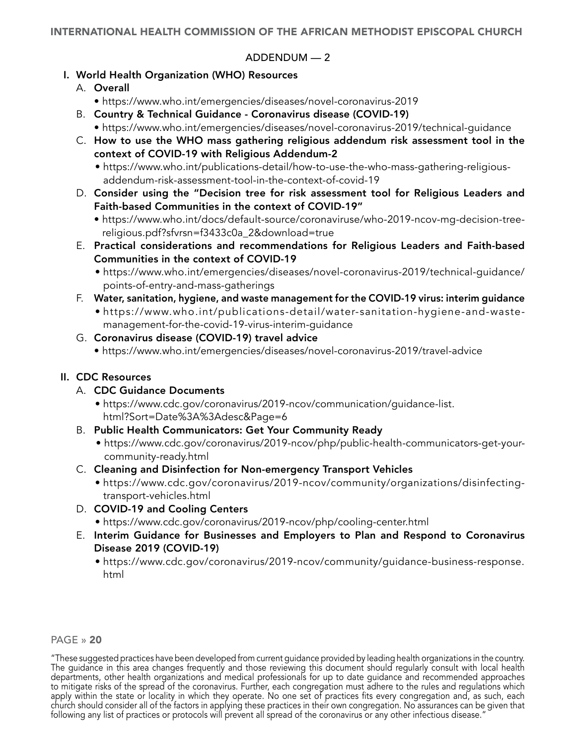## ADDENDUM — 2

**I. World Health Organization (WHO) Resources**

A. **Overall**
- https://www.who.int/emergencies/diseases/novel-coronavirus-2019

B. **Country & Technical Guidance - Coronavirus disease (COVID-19)**
- https://www.who.int/emergencies/diseases/novel-coronavirus-2019/technical-guidance

C. **How to use the WHO mass gathering religious addendum risk assessment tool in the context of COVID-19 with Religious Addendum-2**
- https://www.who.int/publications-detail/how-to-use-the-who-mass-gathering-religious-addendum-risk-assessment-tool-in-the-context-of-covid-19

D. **Consider using the "Decision tree for risk assessment tool for Religious Leaders and Faith-based Communities in the context of COVID-19"**
- https://www.who.int/docs/default-source/coronaviruse/who-2019-ncov-mg-decision-tree-religious.pdf?sfvrsn=f3433c0a_2&download=true

E. **Practical considerations and recommendations for Religious Leaders and Faith-based Communities in the context of COVID-19**
- https://www.who.int/emergencies/diseases/novel-coronavirus-2019/technical-guidance/points-of-entry-and-mass-gatherings

F. **Water, sanitation, hygiene, and waste management for the COVID-19 virus: interim guidance**
- https://www.who.int/publications-detail/water-sanitation-hygiene-and-waste-management-for-the-covid-19-virus-interim-guidance

G. **Coronavirus disease (COVID-19) travel advice**
- https://www.who.int/emergencies/diseases/novel-coronavirus-2019/travel-advice

**II. CDC Resources**

A. **CDC Guidance Documents**
- https://www.cdc.gov/coronavirus/2019-ncov/communication/guidance-list.html?Sort=Date%3A%3Adesc&Page=6

B. **Public Health Communicators: Get Your Community Ready**
- https://www.cdc.gov/coronavirus/2019-ncov/php/public-health-communicators-get-your-community-ready.html

C. **Cleaning and Disinfection for Non-emergency Transport Vehicles**
- https://www.cdc.gov/coronavirus/2019-ncov/community/organizations/disinfecting-transport-vehicles.html

D. **COVID-19 and Cooling Centers**
- https://www.cdc.gov/coronavirus/2019-ncov/php/cooling-center.html

E. **Interim Guidance for Businesses and Employers to Plan and Respond to Coronavirus Disease 2019 (COVID-19)**
- https://www.cdc.gov/coronavirus/2019-ncov/community/guidance-business-response.html

"These suggested practices have been developed from current guidance provided by leading health organizations in the country. The guidance in this area changes frequently and those reviewing this document should regularly consult with local health departments, other health organizations and medical professionals for up to date guidance and recommended approaches to mitigate risks of the spread of the coronavirus. Further, each congregation must adhere to the rules and regulations which apply within the state or locality in which they operate. No one set of practices fits every congregation and, as such, each church should consider all of the factors in applying these practices in their own congregation. No assurances can be given that following any list of practices or protocols will prevent all spread of the coronavirus or any other infectious disease."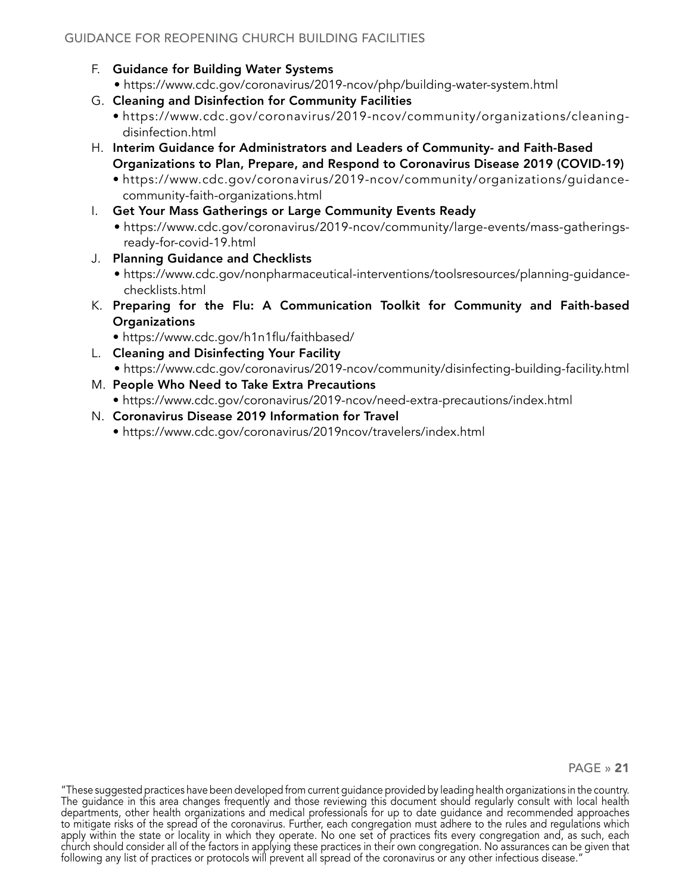F. **Guidance for Building Water Systems**
   - https://www.cdc.gov/coronavirus/2019-ncov/php/building-water-system.html

G. **Cleaning and Disinfection for Community Facilities**
   - https://www.cdc.gov/coronavirus/2019-ncov/community/organizations/cleaning-disinfection.html

H. **Interim Guidance for Administrators and Leaders of Community- and Faith-Based Organizations to Plan, Prepare, and Respond to Coronavirus Disease 2019 (COVID-19)**
   - https://www.cdc.gov/coronavirus/2019-ncov/community/organizations/guidance-community-faith-organizations.html

I. **Get Your Mass Gatherings or Large Community Events Ready**
   - https://www.cdc.gov/coronavirus/2019-ncov/community/large-events/mass-gatherings-ready-for-covid-19.html

J. **Planning Guidance and Checklists**
   - https://www.cdc.gov/nonpharmaceutical-interventions/toolsresources/planning-guidance-checklists.html

K. **Preparing for the Flu: A Communication Toolkit for Community and Faith-based Organizations**
   - https://www.cdc.gov/h1n1flu/faithbased/

L. **Cleaning and Disinfecting Your Facility**
   - https://www.cdc.gov/coronavirus/2019-ncov/community/disinfecting-building-facility.html

M. **People Who Need to Take Extra Precautions**
   - https://www.cdc.gov/coronavirus/2019-ncov/need-extra-precautions/index.html

N. **Coronavirus Disease 2019 Information for Travel**
   - https://www.cdc.gov/coronavirus/2019ncov/travelers/index.html

"These suggested practices have been developed from current guidance provided by leading health organizations in the country. The guidance in this area changes frequently and those reviewing this document should regularly consult with local health departments, other health organizations and medical professionals for up to date guidance and recommended approaches to mitigate risks of the spread of the coronavirus. Further, each congregation must adhere to the rules and regulations which apply within the state or locality in which they operate. No one set of practices fits every congregation and, as such, each church should consider all of the factors in applying these practices in their own congregation. No assurances can be given that following any list of practices or protocols will prevent all spread of the coronavirus or any other infectious disease."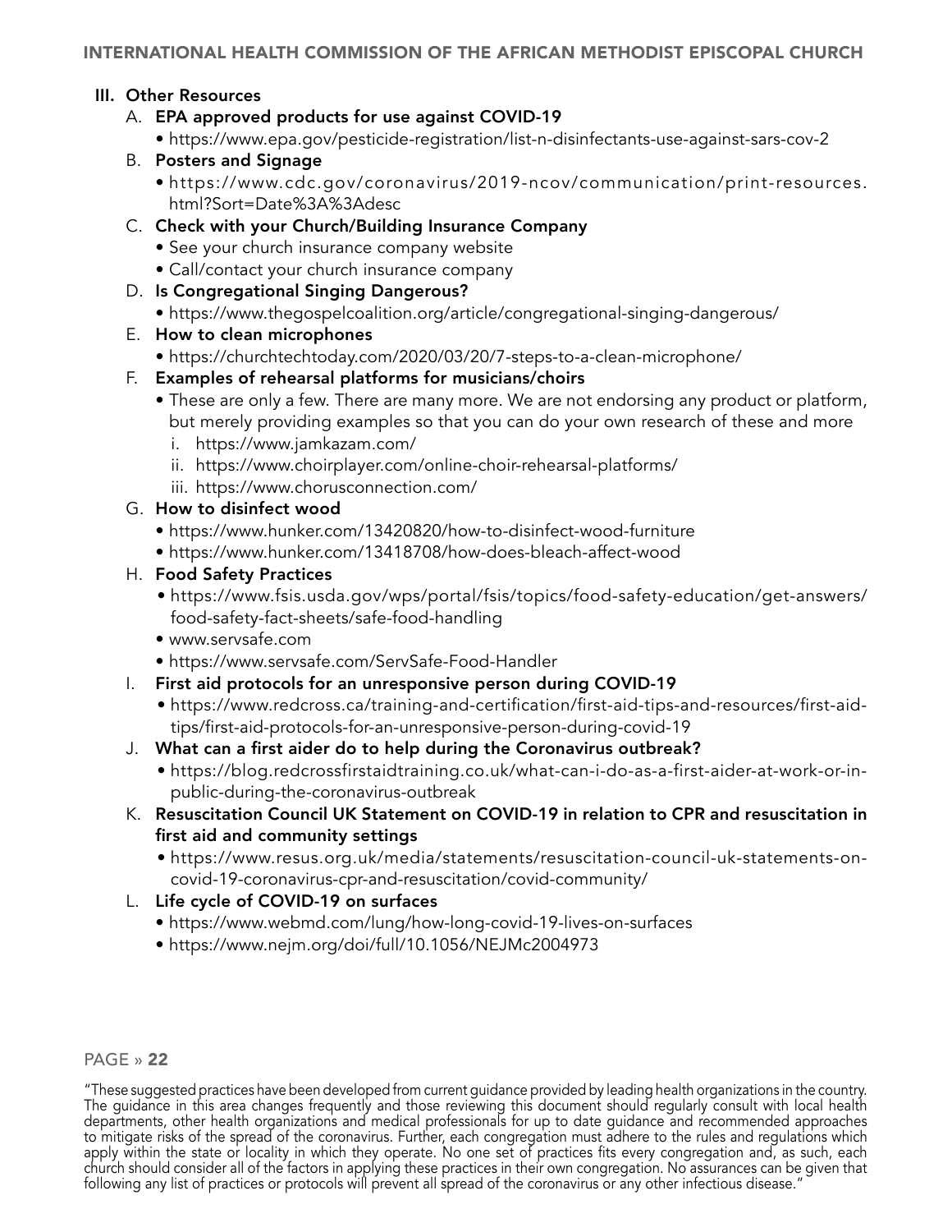## III. Other Resources

A. **EPA approved products for use against COVID-19**
   - https://www.epa.gov/pesticide-registration/list-n-disinfectants-use-against-sars-cov-2

B. **Posters and Signage**
   - https://www.cdc.gov/coronavirus/2019-ncov/communication/print-resources.html?Sort=Date%3A%3Adesc

C. **Check with your Church/Building Insurance Company**
   - See your church insurance company website
   - Call/contact your church insurance company

D. **Is Congregational Singing Dangerous?**
   - https://www.thegospelcoalition.org/article/congregational-singing-dangerous/

E. **How to clean microphones**
   - https://churchtechtoday.com/2020/03/20/7-steps-to-a-clean-microphone/

F. **Examples of rehearsal platforms for musicians/choirs**
   - These are only a few. There are many more. We are not endorsing any product or platform, but merely providing examples so that you can do your own research of these and more
     i. https://www.jamkazam.com/
     ii. https://www.choirplayer.com/online-choir-rehearsal-platforms/
     iii. https://www.chorusconnection.com/

G. **How to disinfect wood**
   - https://www.hunker.com/13420820/how-to-disinfect-wood-furniture
   - https://www.hunker.com/13418708/how-does-bleach-affect-wood

H. **Food Safety Practices**
   - https://www.fsis.usda.gov/wps/portal/fsis/topics/food-safety-education/get-answers/food-safety-fact-sheets/safe-food-handling
   - www.servsafe.com
   - https://www.servsafe.com/ServSafe-Food-Handler

I. **First aid protocols for an unresponsive person during COVID-19**
   - https://www.redcross.ca/training-and-certification/first-aid-tips-and-resources/first-aid-tips/first-aid-protocols-for-an-unresponsive-person-during-covid-19

J. **What can a first aider do to help during the Coronavirus outbreak?**
   - https://blog.redcrossfirstaidtraining.co.uk/what-can-i-do-as-a-first-aider-at-work-or-in-public-during-the-coronavirus-outbreak

K. **Resuscitation Council UK Statement on COVID-19 in relation to CPR and resuscitation in first aid and community settings**
   - https://www.resus.org.uk/media/statements/resuscitation-council-uk-statements-on-covid-19-coronavirus-cpr-and-resuscitation/covid-community/

L. **Life cycle of COVID-19 on surfaces**
   - https://www.webmd.com/lung/how-long-covid-19-lives-on-surfaces
   - https://www.nejm.org/doi/full/10.1056/NEJMc2004973

"These suggested practices have been developed from current guidance provided by leading health organizations in the country. The guidance in this area changes frequently and those reviewing this document should regularly consult with local health departments, other health organizations and medical professionals for up to date guidance and recommended approaches to mitigate risks of the spread of the coronavirus. Further, each congregation must adhere to the rules and regulations which apply within the state or locality in which they operate. No one set of practices fits every congregation and, as such, each church should consider all of the factors in applying these practices in their own congregation. No assurances can be given that following any list of practices or protocols will prevent all spread of the coronavirus or any other infectious disease."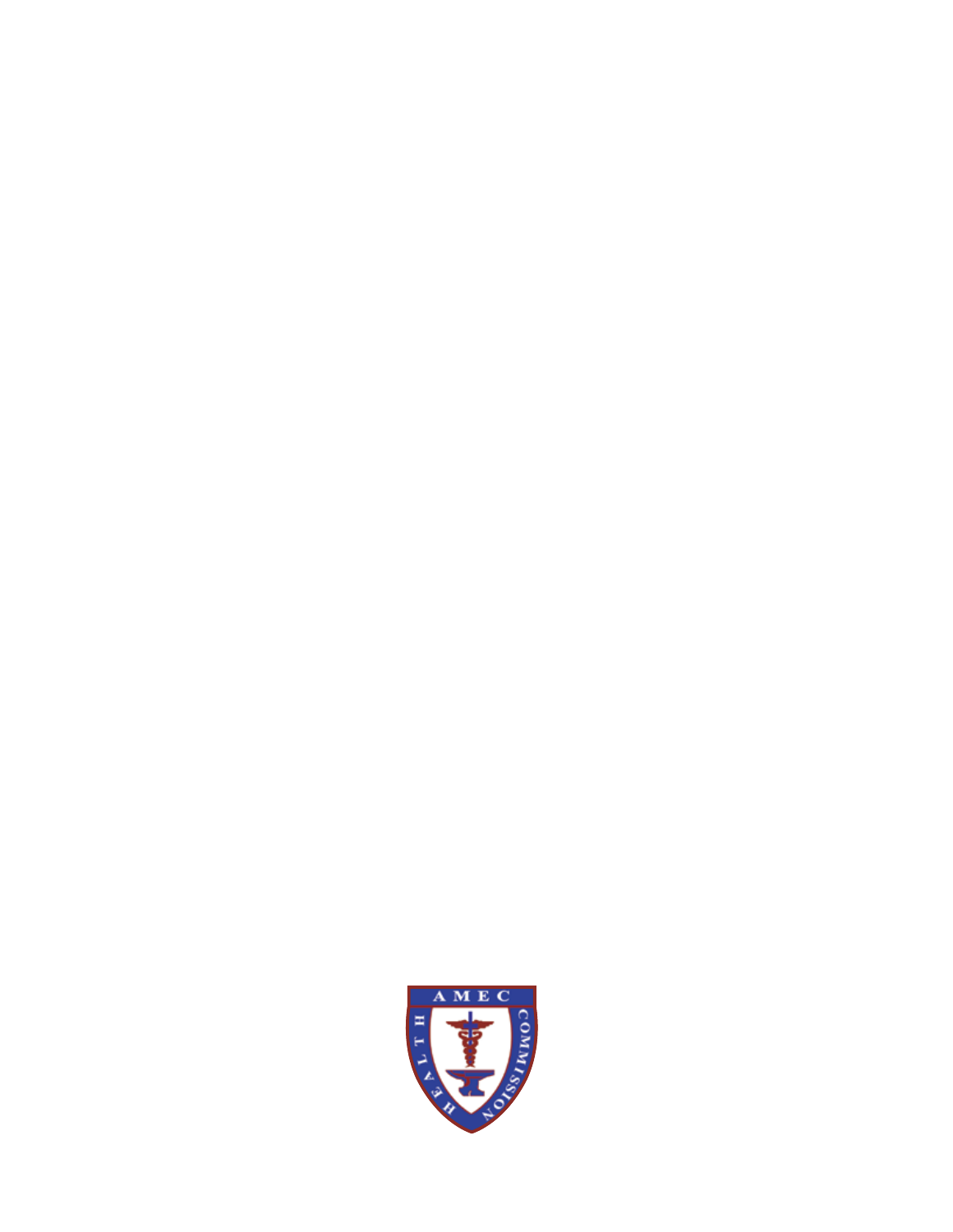AMEC

HEALTH COMMISSION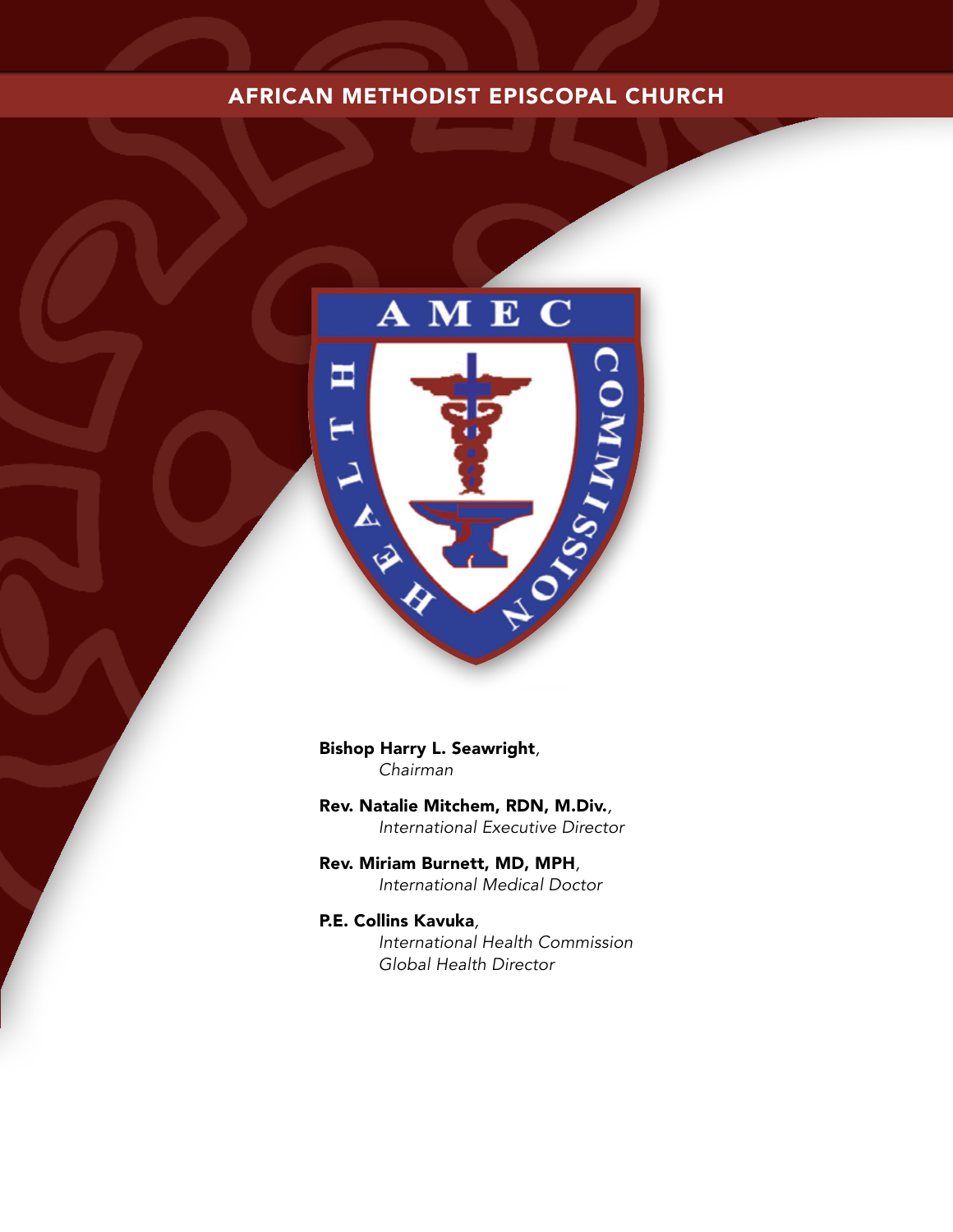AFRICAN METHODIST EPISCOPAL CHURCH

**Bishop Harry L. Seawright**,
*Chairman*

**Rev. Natalie Mitchem, RDN, M.Div.**,
*International Executive Director*

**Rev. Miriam Burnett, MD, MPH**,
*International Medical Doctor*

**P.E. Collins Kavuka**,
*International Health Commission Global Health Director*